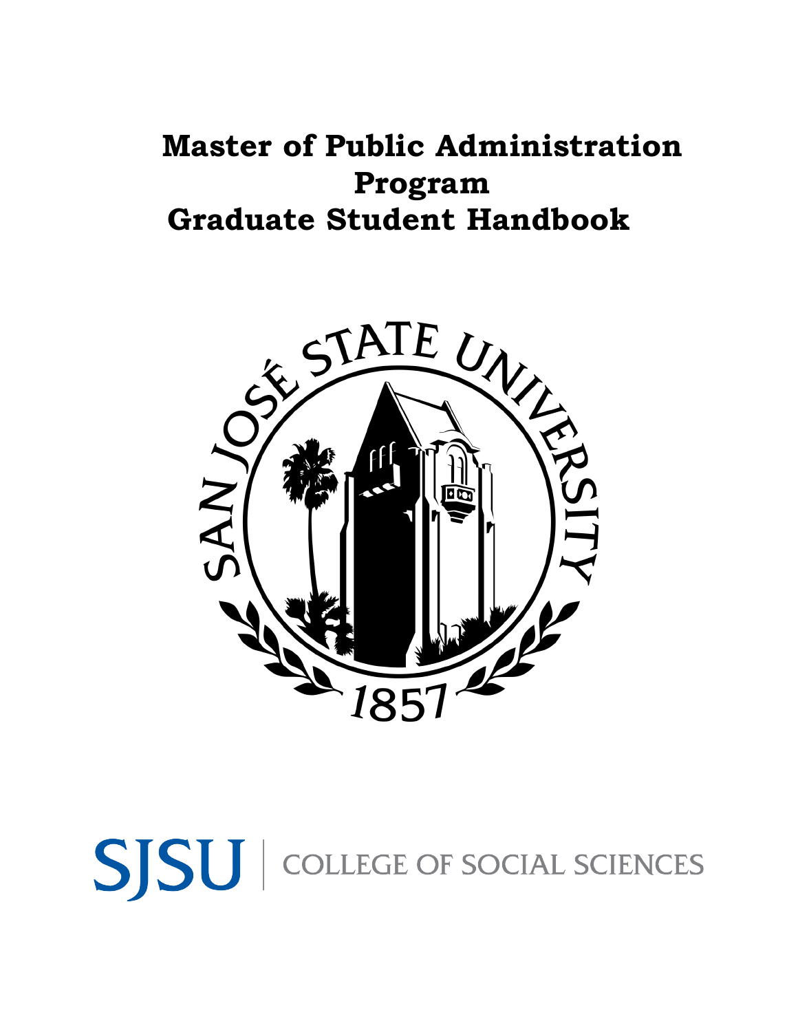# Master of Public Administration Program
# Graduate Student Handbook

SAN JOSÉ STATE UNIVERSITY

1857

SJSU | COLLEGE OF SOCIAL SCIENCES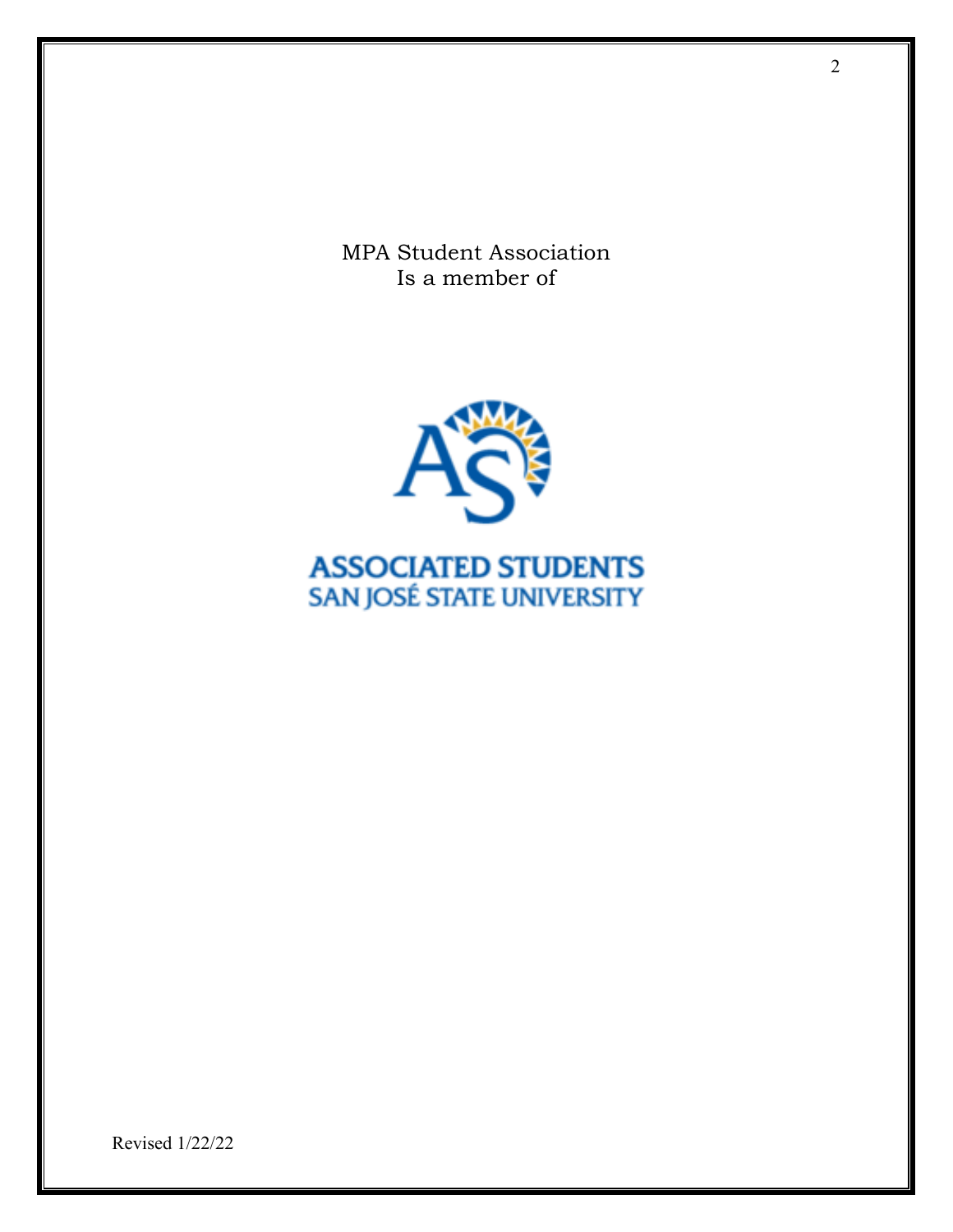MPA Student Association
Is a member of

ASSOCIATED STUDENTS
SAN JOSÉ STATE UNIVERSITY

Revised 1/22/22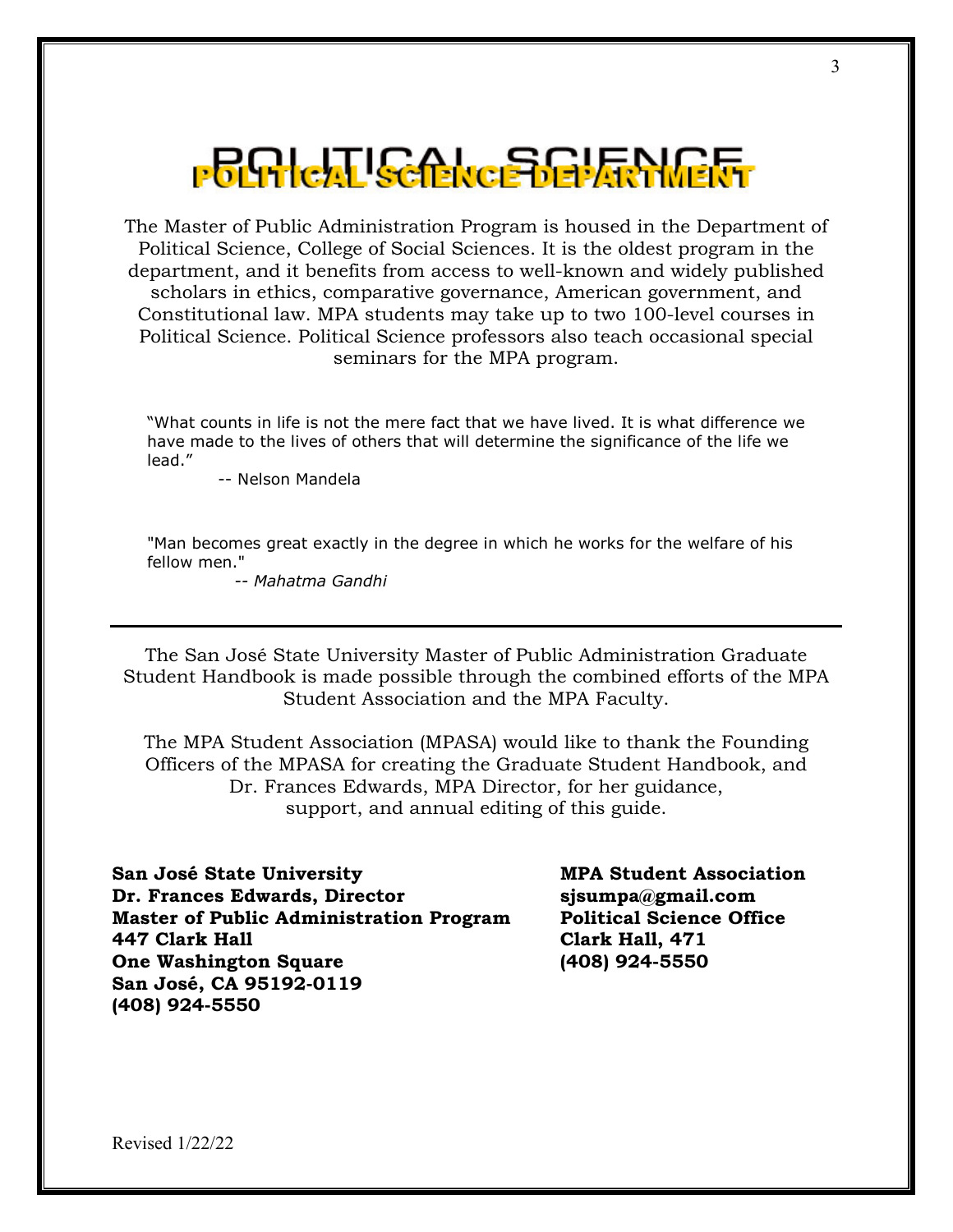# POLITICAL SCIENCE DEPARTMENT

The Master of Public Administration Program is housed in the Department of Political Science, College of Social Sciences. It is the oldest program in the department, and it benefits from access to well-known and widely published scholars in ethics, comparative governance, American government, and Constitutional law. MPA students may take up to two 100-level courses in Political Science. Political Science professors also teach occasional special seminars for the MPA program.

"What counts in life is not the mere fact that we have lived. It is what difference we have made to the lives of others that will determine the significance of the life we lead."

-- Nelson Mandela

"Man becomes great exactly in the degree in which he works for the welfare of his fellow men."

-- *Mahatma Gandhi*

---

The San José State University Master of Public Administration Graduate Student Handbook is made possible through the combined efforts of the MPA Student Association and the MPA Faculty.

The MPA Student Association (MPASA) would like to thank the Founding Officers of the MPASA for creating the Graduate Student Handbook, and Dr. Frances Edwards, MPA Director, for her guidance, support, and annual editing of this guide.

**San José State University**
**Dr. Frances Edwards, Director**
**Master of Public Administration Program**
**447 Clark Hall**
**One Washington Square**
**San José, CA 95192-0119**
**(408) 924-5550**

**MPA Student Association**
**sjsumpa@gmail.com**
**Political Science Office**
**Clark Hall, 471**
**(408) 924-5550**

Revised 1/22/22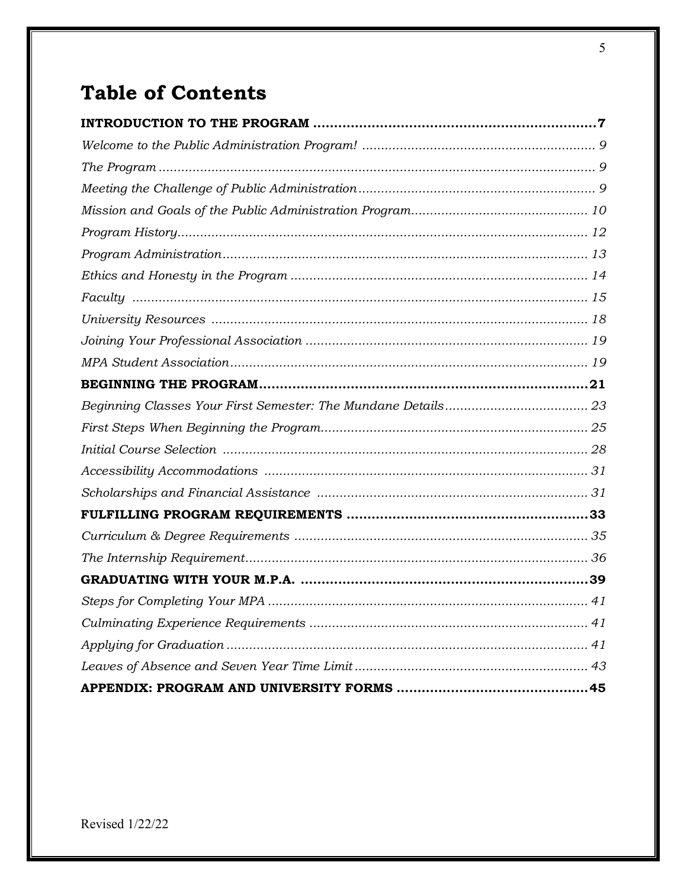# Table of Contents

**INTRODUCTION TO THE PROGRAM .....................................................................7**

*Welcome to the Public Administration Program! ............................................................ 9*

*The Program ..................................................................................................................... 9*

*Meeting the Challenge of Public Administration............................................................... 9*

*Mission and Goals of the Public Administration Program.............................................. 10*

*Program History............................................................................................................. 12*

*Program Administration................................................................................................. 13*

*Ethics and Honesty in the Program .............................................................................. 14*

*Faculty ......................................................................................................................... 15*

*University Resources .................................................................................................... 18*

*Joining Your Professional Association .......................................................................... 19*

*MPA Student Association............................................................................................... 19*

**BEGINNING THE PROGRAM.................................................................................21**

*Beginning Classes Your First Semester: The Mundane Details...................................... 23*

*First Steps When Beginning the Program...................................................................... 25*

*Initial Course Selection ................................................................................................. 28*

*Accessibility Accommodations ...................................................................................... 31*

*Scholarships and Financial Assistance ........................................................................ 31*

**FULFILLING PROGRAM REQUIREMENTS ..........................................................33**

*Curriculum & Degree Requirements ............................................................................. 35*

*The Internship Requirement........................................................................................... 36*

**GRADUATING WITH YOUR M.P.A. ......................................................................39**

*Steps for Completing Your MPA .................................................................................... 41*

*Culminating Experience Requirements ......................................................................... 41*

*Applying for Graduation ............................................................................................... 41*

*Leaves of Absence and Seven Year Time Limit ............................................................. 43*

**APPENDIX: PROGRAM AND UNIVERSITY FORMS ..............................................45**

Revised 1/22/22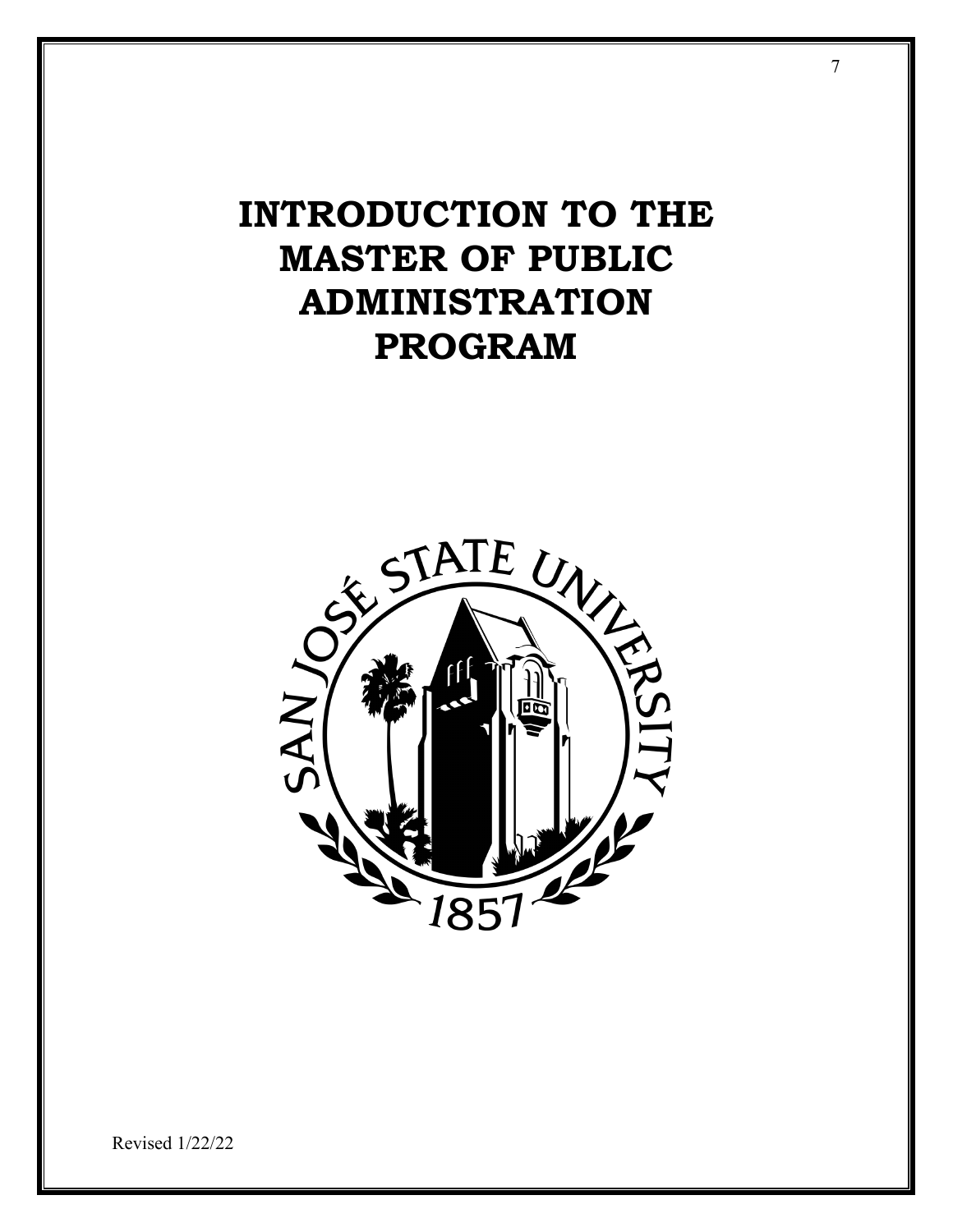# INTRODUCTION TO THE MASTER OF PUBLIC ADMINISTRATION PROGRAM

Revised 1/22/22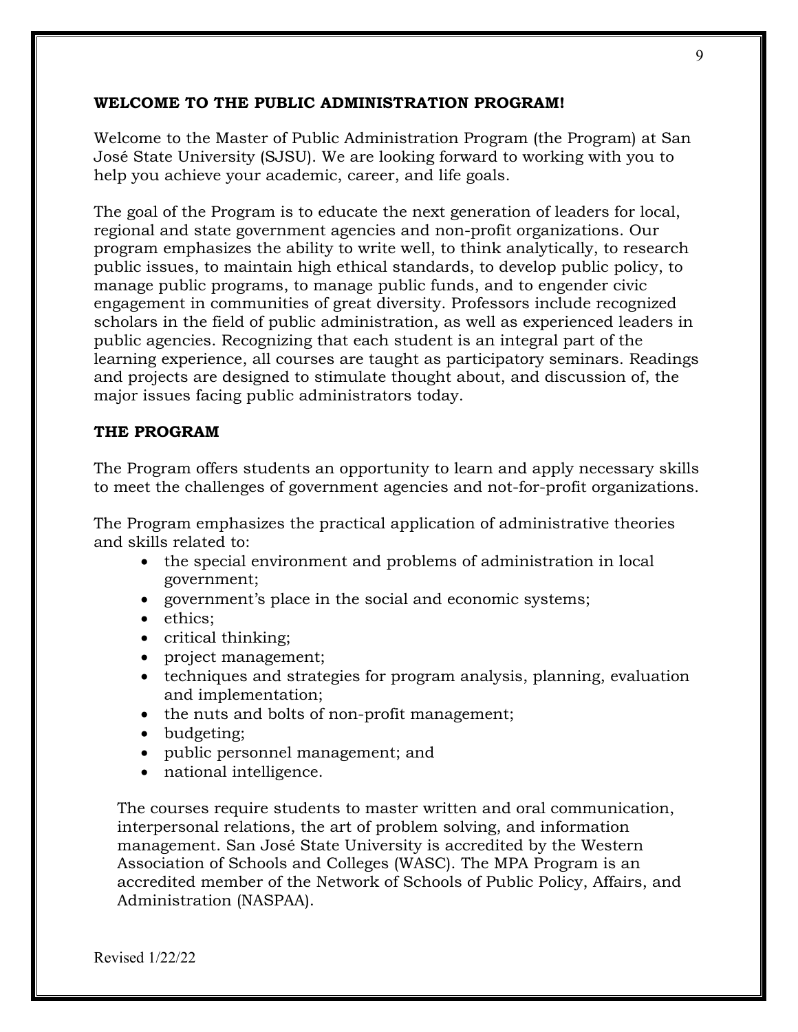## WELCOME TO THE PUBLIC ADMINISTRATION PROGRAM!

Welcome to the Master of Public Administration Program (the Program) at San José State University (SJSU). We are looking forward to working with you to help you achieve your academic, career, and life goals.

The goal of the Program is to educate the next generation of leaders for local, regional and state government agencies and non-profit organizations. Our program emphasizes the ability to write well, to think analytically, to research public issues, to maintain high ethical standards, to develop public policy, to manage public programs, to manage public funds, and to engender civic engagement in communities of great diversity. Professors include recognized scholars in the field of public administration, as well as experienced leaders in public agencies. Recognizing that each student is an integral part of the learning experience, all courses are taught as participatory seminars. Readings and projects are designed to stimulate thought about, and discussion of, the major issues facing public administrators today.

## THE PROGRAM

The Program offers students an opportunity to learn and apply necessary skills to meet the challenges of government agencies and not-for-profit organizations.

The Program emphasizes the practical application of administrative theories and skills related to:

- the special environment and problems of administration in local government;
- government's place in the social and economic systems;
- ethics;
- critical thinking;
- project management;
- techniques and strategies for program analysis, planning, evaluation and implementation;
- the nuts and bolts of non-profit management;
- budgeting;
- public personnel management; and
- national intelligence.

The courses require students to master written and oral communication, interpersonal relations, the art of problem solving, and information management. San José State University is accredited by the Western Association of Schools and Colleges (WASC). The MPA Program is an accredited member of the Network of Schools of Public Policy, Affairs, and Administration (NASPAA).

Revised 1/22/22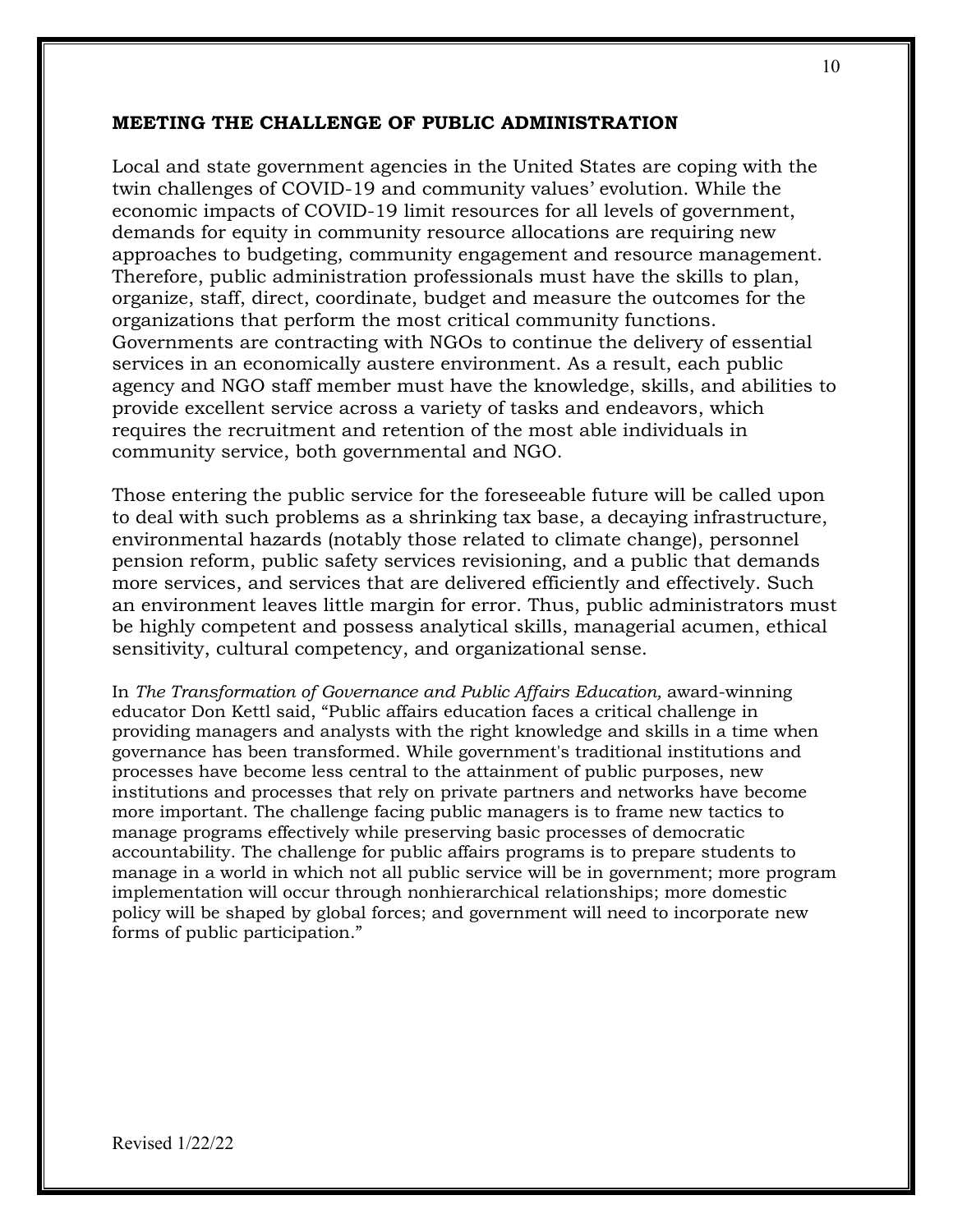## MEETING THE CHALLENGE OF PUBLIC ADMINISTRATION

Local and state government agencies in the United States are coping with the twin challenges of COVID-19 and community values' evolution. While the economic impacts of COVID-19 limit resources for all levels of government, demands for equity in community resource allocations are requiring new approaches to budgeting, community engagement and resource management. Therefore, public administration professionals must have the skills to plan, organize, staff, direct, coordinate, budget and measure the outcomes for the organizations that perform the most critical community functions. Governments are contracting with NGOs to continue the delivery of essential services in an economically austere environment. As a result, each public agency and NGO staff member must have the knowledge, skills, and abilities to provide excellent service across a variety of tasks and endeavors, which requires the recruitment and retention of the most able individuals in community service, both governmental and NGO.

Those entering the public service for the foreseeable future will be called upon to deal with such problems as a shrinking tax base, a decaying infrastructure, environmental hazards (notably those related to climate change), personnel pension reform, public safety services revisioning, and a public that demands more services, and services that are delivered efficiently and effectively. Such an environment leaves little margin for error. Thus, public administrators must be highly competent and possess analytical skills, managerial acumen, ethical sensitivity, cultural competency, and organizational sense.

In *The Transformation of Governance and Public Affairs Education,* award-winning educator Don Kettl said, "Public affairs education faces a critical challenge in providing managers and analysts with the right knowledge and skills in a time when governance has been transformed. While government's traditional institutions and processes have become less central to the attainment of public purposes, new institutions and processes that rely on private partners and networks have become more important. The challenge facing public managers is to frame new tactics to manage programs effectively while preserving basic processes of democratic accountability. The challenge for public affairs programs is to prepare students to manage in a world in which not all public service will be in government; more program implementation will occur through nonhierarchical relationships; more domestic policy will be shaped by global forces; and government will need to incorporate new forms of public participation."

Revised 1/22/22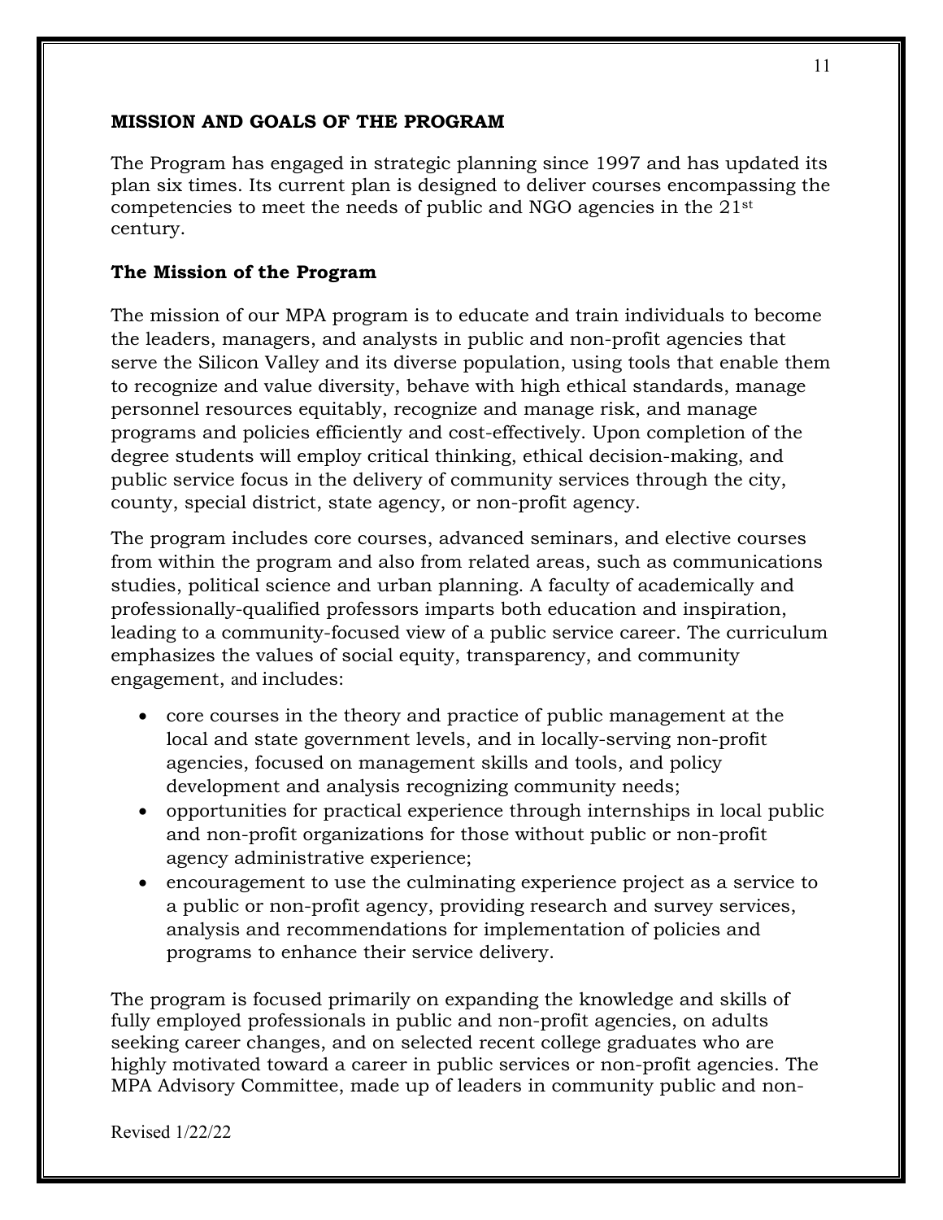## MISSION AND GOALS OF THE PROGRAM

The Program has engaged in strategic planning since 1997 and has updated its plan six times. Its current plan is designed to deliver courses encompassing the competencies to meet the needs of public and NGO agencies in the 21st century.

### The Mission of the Program

The mission of our MPA program is to educate and train individuals to become the leaders, managers, and analysts in public and non-profit agencies that serve the Silicon Valley and its diverse population, using tools that enable them to recognize and value diversity, behave with high ethical standards, manage personnel resources equitably, recognize and manage risk, and manage programs and policies efficiently and cost-effectively. Upon completion of the degree students will employ critical thinking, ethical decision-making, and public service focus in the delivery of community services through the city, county, special district, state agency, or non-profit agency.

The program includes core courses, advanced seminars, and elective courses from within the program and also from related areas, such as communications studies, political science and urban planning. A faculty of academically and professionally-qualified professors imparts both education and inspiration, leading to a community-focused view of a public service career. The curriculum emphasizes the values of social equity, transparency, and community engagement, and includes:

- core courses in the theory and practice of public management at the local and state government levels, and in locally-serving non-profit agencies, focused on management skills and tools, and policy development and analysis recognizing community needs;
- opportunities for practical experience through internships in local public and non-profit organizations for those without public or non-profit agency administrative experience;
- encouragement to use the culminating experience project as a service to a public or non-profit agency, providing research and survey services, analysis and recommendations for implementation of policies and programs to enhance their service delivery.

The program is focused primarily on expanding the knowledge and skills of fully employed professionals in public and non-profit agencies, on adults seeking career changes, and on selected recent college graduates who are highly motivated toward a career in public services or non-profit agencies. The MPA Advisory Committee, made up of leaders in community public and non-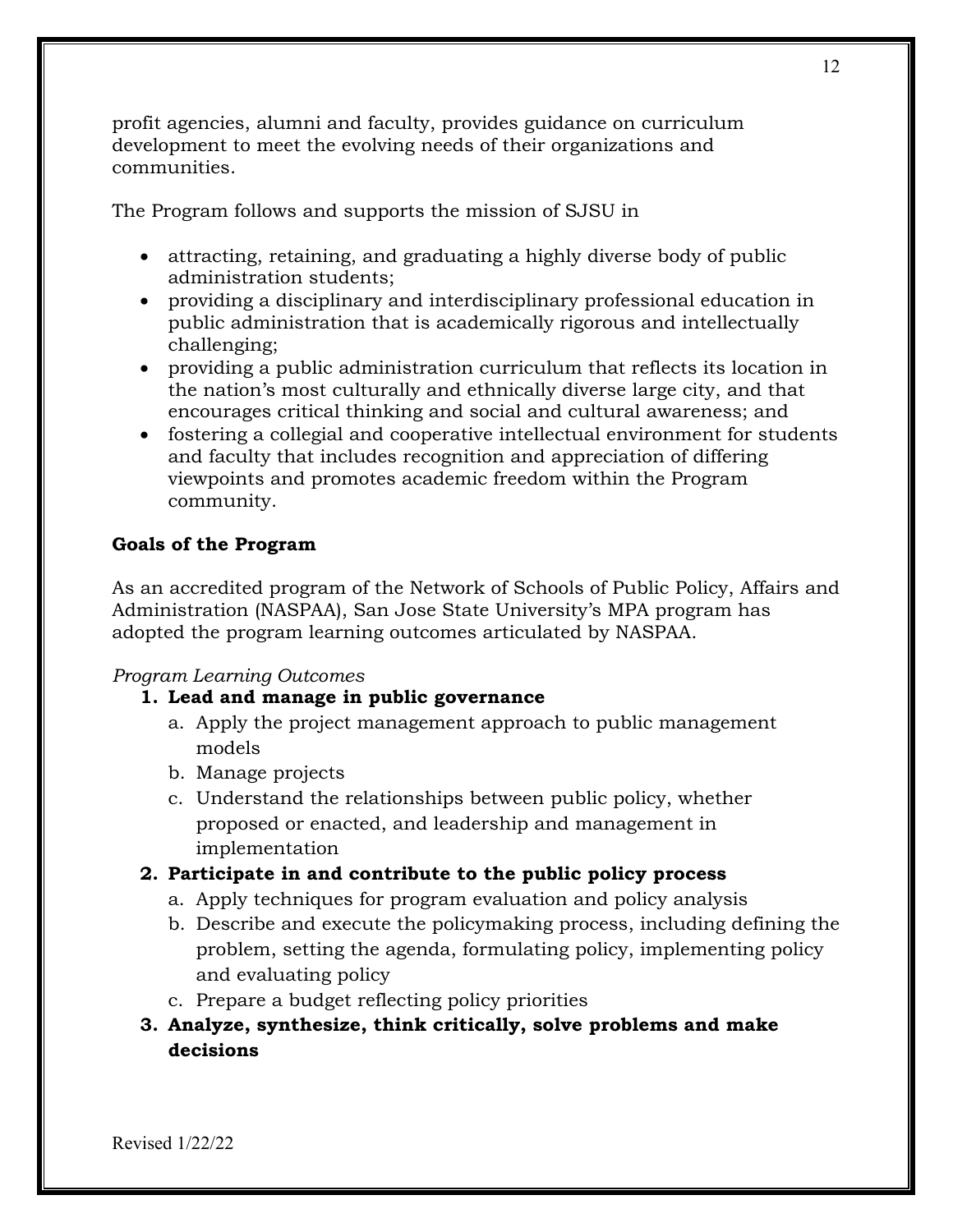profit agencies, alumni and faculty, provides guidance on curriculum development to meet the evolving needs of their organizations and communities.

The Program follows and supports the mission of SJSU in

- attracting, retaining, and graduating a highly diverse body of public administration students;
- providing a disciplinary and interdisciplinary professional education in public administration that is academically rigorous and intellectually challenging;
- providing a public administration curriculum that reflects its location in the nation's most culturally and ethnically diverse large city, and that encourages critical thinking and social and cultural awareness; and
- fostering a collegial and cooperative intellectual environment for students and faculty that includes recognition and appreciation of differing viewpoints and promotes academic freedom within the Program community.

**Goals of the Program**

As an accredited program of the Network of Schools of Public Policy, Affairs and Administration (NASPAA), San Jose State University's MPA program has adopted the program learning outcomes articulated by NASPAA.

*Program Learning Outcomes*

1. **Lead and manage in public governance**
   a. Apply the project management approach to public management models
   b. Manage projects
   c. Understand the relationships between public policy, whether proposed or enacted, and leadership and management in implementation
2. **Participate in and contribute to the public policy process**
   a. Apply techniques for program evaluation and policy analysis
   b. Describe and execute the policymaking process, including defining the problem, setting the agenda, formulating policy, implementing policy and evaluating policy
   c. Prepare a budget reflecting policy priorities
3. **Analyze, synthesize, think critically, solve problems and make decisions**

Revised 1/22/22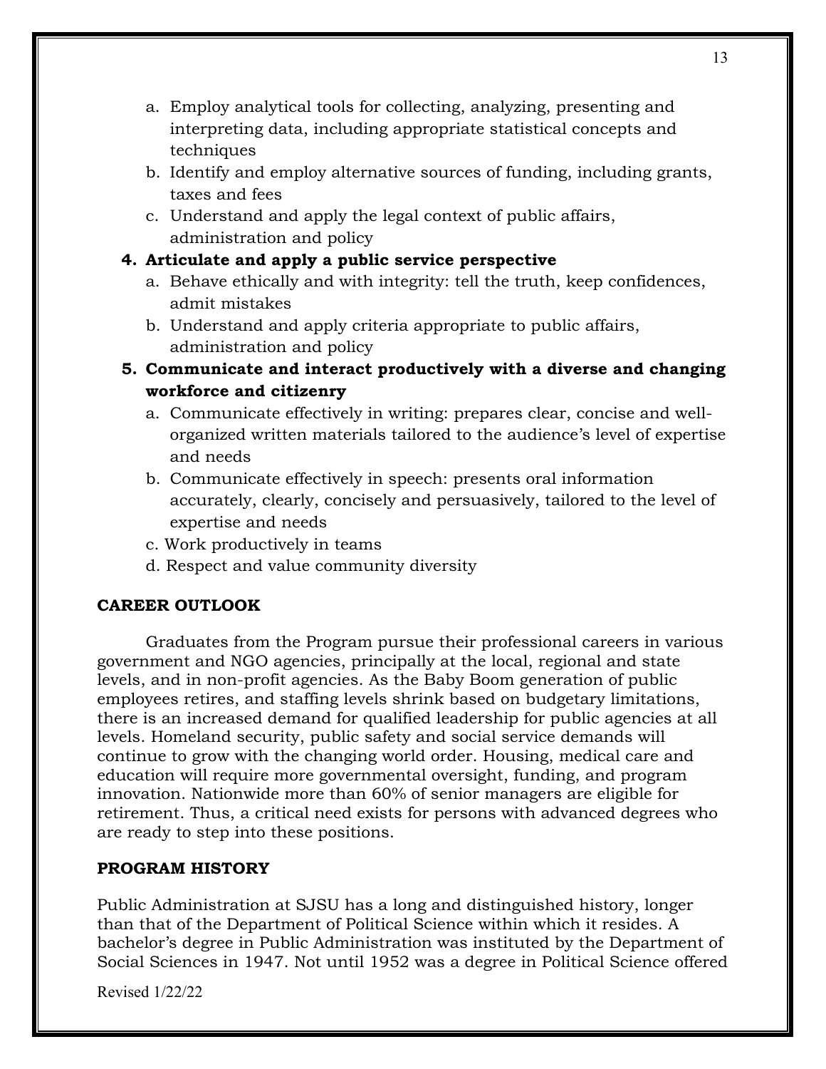a. Employ analytical tools for collecting, analyzing, presenting and interpreting data, including appropriate statistical concepts and techniques
b. Identify and employ alternative sources of funding, including grants, taxes and fees
c. Understand and apply the legal context of public affairs, administration and policy

**4. Articulate and apply a public service perspective**

a. Behave ethically and with integrity: tell the truth, keep confidences, admit mistakes
b. Understand and apply criteria appropriate to public affairs, administration and policy

**5. Communicate and interact productively with a diverse and changing workforce and citizenry**

a. Communicate effectively in writing: prepares clear, concise and well-organized written materials tailored to the audience's level of expertise and needs
b. Communicate effectively in speech: presents oral information accurately, clearly, concisely and persuasively, tailored to the level of expertise and needs
c. Work productively in teams
d. Respect and value community diversity

## CAREER OUTLOOK

Graduates from the Program pursue their professional careers in various government and NGO agencies, principally at the local, regional and state levels, and in non-profit agencies. As the Baby Boom generation of public employees retires, and staffing levels shrink based on budgetary limitations, there is an increased demand for qualified leadership for public agencies at all levels. Homeland security, public safety and social service demands will continue to grow with the changing world order. Housing, medical care and education will require more governmental oversight, funding, and program innovation. Nationwide more than 60% of senior managers are eligible for retirement. Thus, a critical need exists for persons with advanced degrees who are ready to step into these positions.

## PROGRAM HISTORY

Public Administration at SJSU has a long and distinguished history, longer than that of the Department of Political Science within which it resides. A bachelor's degree in Public Administration was instituted by the Department of Social Sciences in 1947. Not until 1952 was a degree in Political Science offered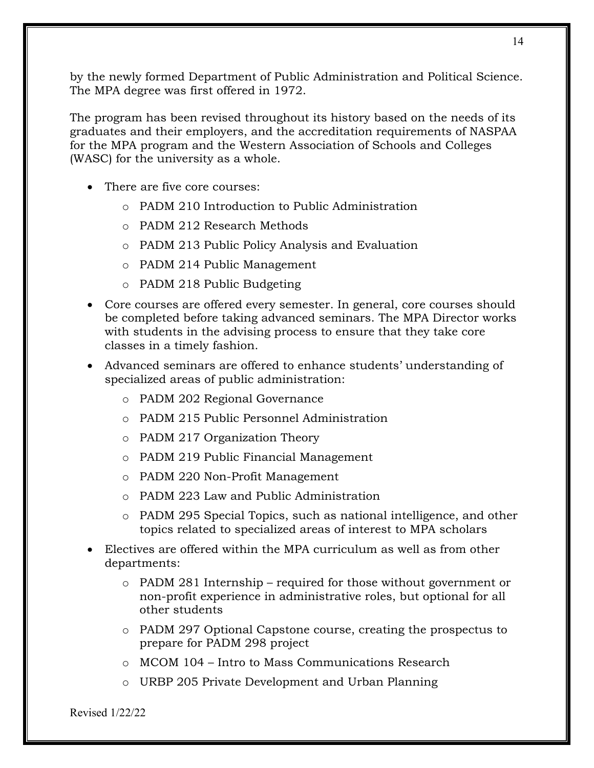by the newly formed Department of Public Administration and Political Science. The MPA degree was first offered in 1972.

The program has been revised throughout its history based on the needs of its graduates and their employers, and the accreditation requirements of NASPAA for the MPA program and the Western Association of Schools and Colleges (WASC) for the university as a whole.

- There are five core courses:
    - PADM 210 Introduction to Public Administration
    - PADM 212 Research Methods
    - PADM 213 Public Policy Analysis and Evaluation
    - PADM 214 Public Management
    - PADM 218 Public Budgeting
- Core courses are offered every semester. In general, core courses should be completed before taking advanced seminars. The MPA Director works with students in the advising process to ensure that they take core classes in a timely fashion.
- Advanced seminars are offered to enhance students' understanding of specialized areas of public administration:
    - PADM 202 Regional Governance
    - PADM 215 Public Personnel Administration
    - PADM 217 Organization Theory
    - PADM 219 Public Financial Management
    - PADM 220 Non-Profit Management
    - PADM 223 Law and Public Administration
    - PADM 295 Special Topics, such as national intelligence, and other topics related to specialized areas of interest to MPA scholars
- Electives are offered within the MPA curriculum as well as from other departments:
    - PADM 281 Internship – required for those without government or non-profit experience in administrative roles, but optional for all other students
    - PADM 297 Optional Capstone course, creating the prospectus to prepare for PADM 298 project
    - MCOM 104 – Intro to Mass Communications Research
    - URBP 205 Private Development and Urban Planning

Revised 1/22/22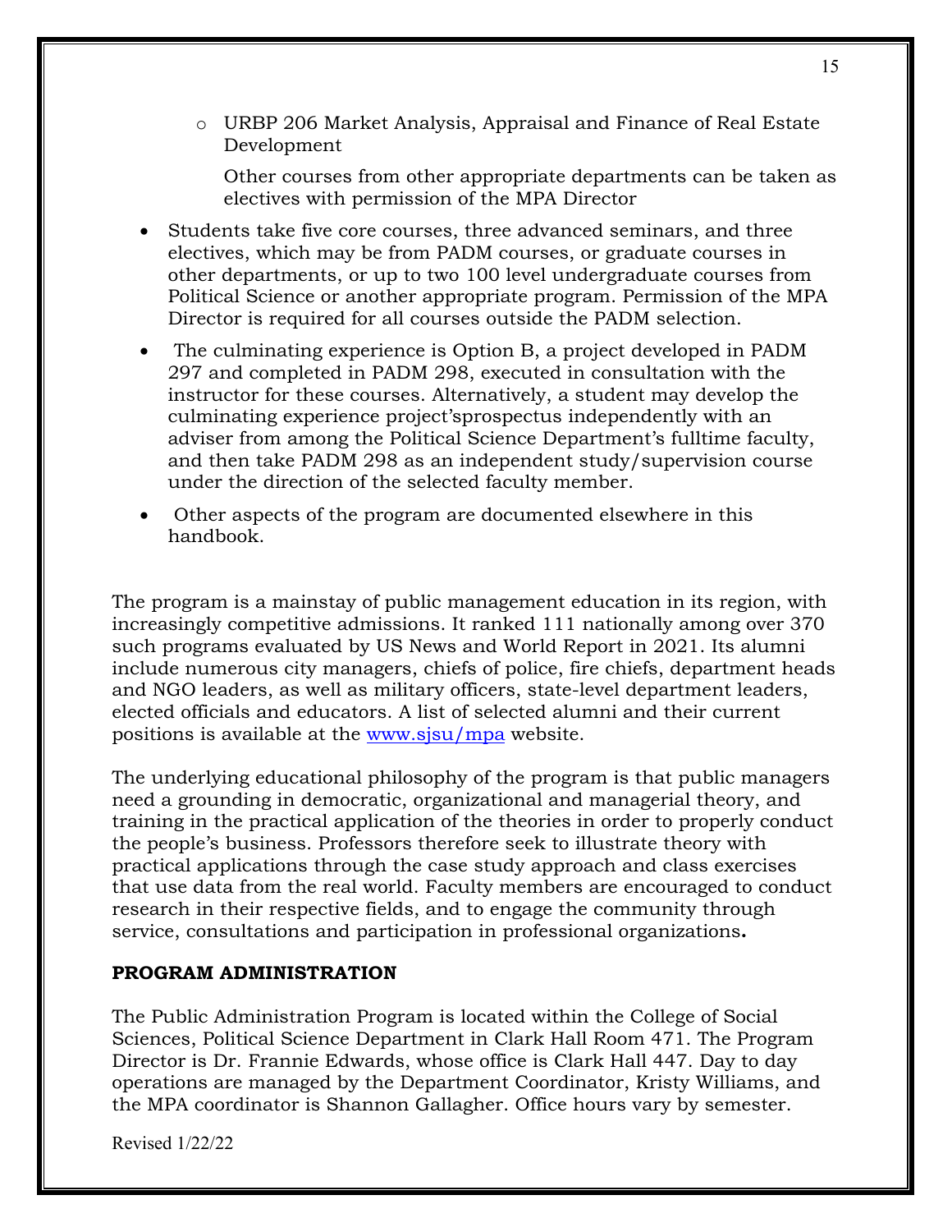- URBP 206 Market Analysis, Appraisal and Finance of Real Estate Development

  Other courses from other appropriate departments can be taken as electives with permission of the MPA Director

- Students take five core courses, three advanced seminars, and three electives, which may be from PADM courses, or graduate courses in other departments, or up to two 100 level undergraduate courses from Political Science or another appropriate program. Permission of the MPA Director is required for all courses outside the PADM selection.
- The culminating experience is Option B, a project developed in PADM 297 and completed in PADM 298, executed in consultation with the instructor for these courses. Alternatively, a student may develop the culminating experience project'sprospectus independently with an adviser from among the Political Science Department's fulltime faculty, and then take PADM 298 as an independent study/supervision course under the direction of the selected faculty member.
- Other aspects of the program are documented elsewhere in this handbook.

The program is a mainstay of public management education in its region, with increasingly competitive admissions. It ranked 111 nationally among over 370 such programs evaluated by US News and World Report in 2021. Its alumni include numerous city managers, chiefs of police, fire chiefs, department heads and NGO leaders, as well as military officers, state-level department leaders, elected officials and educators. A list of selected alumni and their current positions is available at the [www.sjsu/mpa](www.sjsu/mpa) website.

The underlying educational philosophy of the program is that public managers need a grounding in democratic, organizational and managerial theory, and training in the practical application of the theories in order to properly conduct the people's business. Professors therefore seek to illustrate theory with practical applications through the case study approach and class exercises that use data from the real world. Faculty members are encouraged to conduct research in their respective fields, and to engage the community through service, consultations and participation in professional organizations.

## PROGRAM ADMINISTRATION

The Public Administration Program is located within the College of Social Sciences, Political Science Department in Clark Hall Room 471. The Program Director is Dr. Frannie Edwards, whose office is Clark Hall 447. Day to day operations are managed by the Department Coordinator, Kristy Williams, and the MPA coordinator is Shannon Gallagher. Office hours vary by semester.

Revised 1/22/22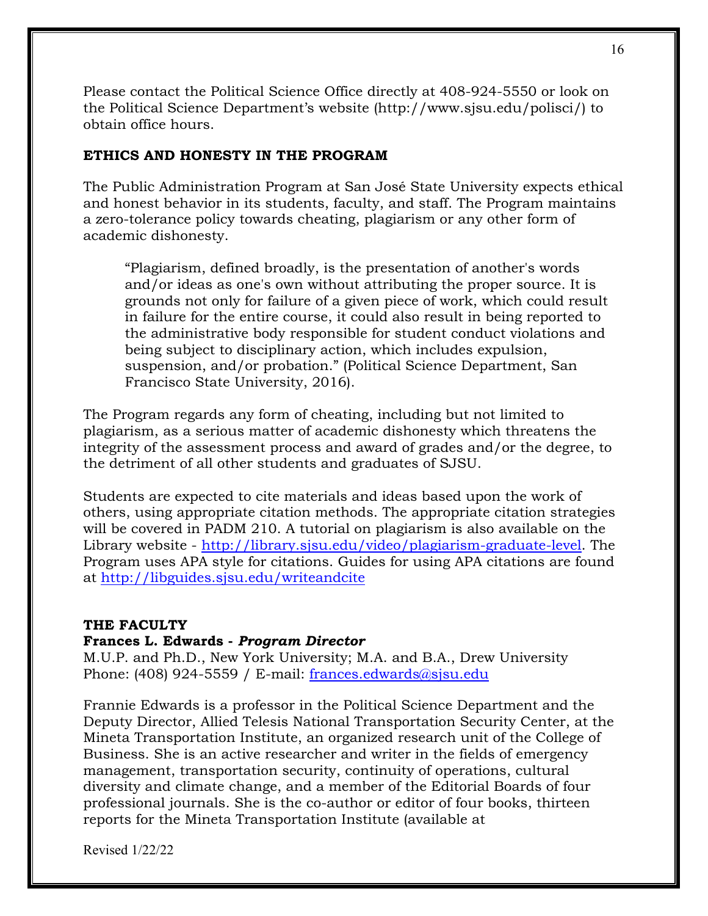Please contact the Political Science Office directly at 408-924-5550 or look on the Political Science Department's website (http://www.sjsu.edu/polisci/) to obtain office hours.

## ETHICS AND HONESTY IN THE PROGRAM

The Public Administration Program at San José State University expects ethical and honest behavior in its students, faculty, and staff. The Program maintains a zero-tolerance policy towards cheating, plagiarism or any other form of academic dishonesty.

> "Plagiarism, defined broadly, is the presentation of another's words and/or ideas as one's own without attributing the proper source. It is grounds not only for failure of a given piece of work, which could result in failure for the entire course, it could also result in being reported to the administrative body responsible for student conduct violations and being subject to disciplinary action, which includes expulsion, suspension, and/or probation." (Political Science Department, San Francisco State University, 2016).

The Program regards any form of cheating, including but not limited to plagiarism, as a serious matter of academic dishonesty which threatens the integrity of the assessment process and award of grades and/or the degree, to the detriment of all other students and graduates of SJSU.

Students are expected to cite materials and ideas based upon the work of others, using appropriate citation methods. The appropriate citation strategies will be covered in PADM 210. A tutorial on plagiarism is also available on the Library website - http://library.sjsu.edu/video/plagiarism-graduate-level. The Program uses APA style for citations. Guides for using APA citations are found at http://libguides.sjsu.edu/writeandcite

## THE FACULTY

**Frances L. Edwards -** ***Program Director***
M.U.P. and Ph.D., New York University; M.A. and B.A., Drew University
Phone: (408) 924-5559 / E-mail: frances.edwards@sjsu.edu

Frannie Edwards is a professor in the Political Science Department and the Deputy Director, Allied Telesis National Transportation Security Center, at the Mineta Transportation Institute, an organized research unit of the College of Business. She is an active researcher and writer in the fields of emergency management, transportation security, continuity of operations, cultural diversity and climate change, and a member of the Editorial Boards of four professional journals. She is the co-author or editor of four books, thirteen reports for the Mineta Transportation Institute (available at

Revised 1/22/22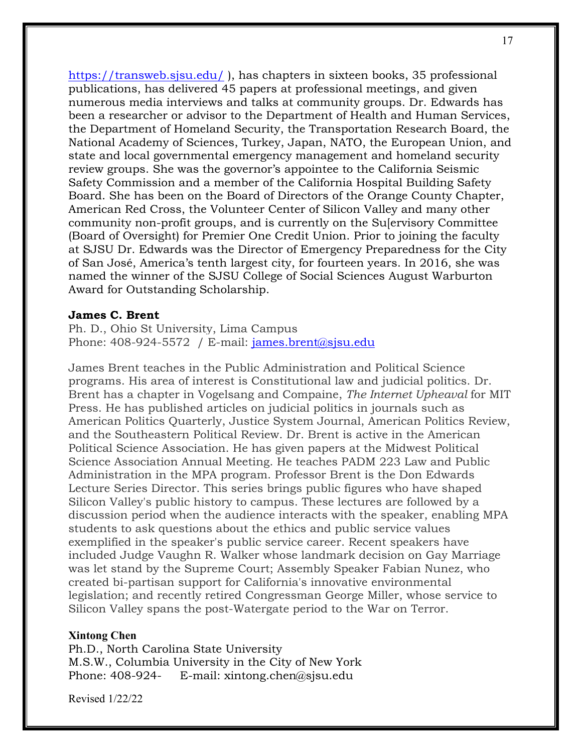https://transweb.sjsu.edu/ ), has chapters in sixteen books, 35 professional publications, has delivered 45 papers at professional meetings, and given numerous media interviews and talks at community groups. Dr. Edwards has been a researcher or advisor to the Department of Health and Human Services, the Department of Homeland Security, the Transportation Research Board, the National Academy of Sciences, Turkey, Japan, NATO, the European Union, and state and local governmental emergency management and homeland security review groups. She was the governor's appointee to the California Seismic Safety Commission and a member of the California Hospital Building Safety Board. She has been on the Board of Directors of the Orange County Chapter, American Red Cross, the Volunteer Center of Silicon Valley and many other community non-profit groups, and is currently on the Su[ervisory Committee (Board of Oversight) for Premier One Credit Union. Prior to joining the faculty at SJSU Dr. Edwards was the Director of Emergency Preparedness for the City of San José, America's tenth largest city, for fourteen years. In 2016, she was named the winner of the SJSU College of Social Sciences August Warburton Award for Outstanding Scholarship.

**James C. Brent**

Ph. D., Ohio St University, Lima Campus
Phone: 408-924-5572 / E-mail: james.brent@sjsu.edu

James Brent teaches in the Public Administration and Political Science programs. His area of interest is Constitutional law and judicial politics. Dr. Brent has a chapter in Vogelsang and Compaine, *The Internet Upheaval* for MIT Press. He has published articles on judicial politics in journals such as American Politics Quarterly, Justice System Journal, American Politics Review, and the Southeastern Political Review. Dr. Brent is active in the American Political Science Association. He has given papers at the Midwest Political Science Association Annual Meeting. He teaches PADM 223 Law and Public Administration in the MPA program. Professor Brent is the Don Edwards Lecture Series Director. This series brings public figures who have shaped Silicon Valley's public history to campus. These lectures are followed by a discussion period when the audience interacts with the speaker, enabling MPA students to ask questions about the ethics and public service values exemplified in the speaker's public service career. Recent speakers have included Judge Vaughn R. Walker whose landmark decision on Gay Marriage was let stand by the Supreme Court; Assembly Speaker Fabian Nunez, who created bi-partisan support for California's innovative environmental legislation; and recently retired Congressman George Miller, whose service to Silicon Valley spans the post-Watergate period to the War on Terror.

**Xintong Chen**

Ph.D., North Carolina State University
M.S.W., Columbia University in the City of New York
Phone: 408-924- E-mail: xintong.chen@sjsu.edu

Revised 1/22/22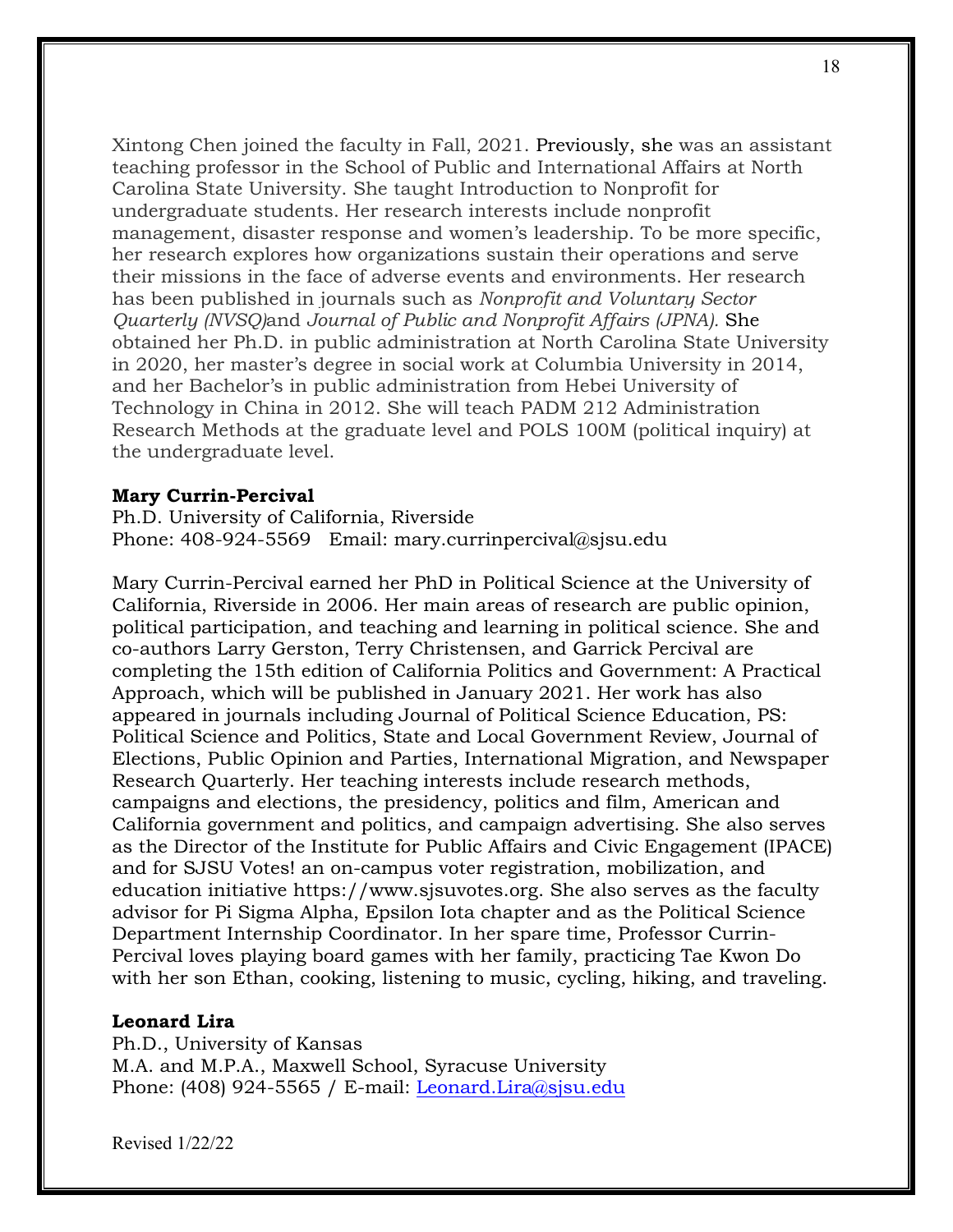Xintong Chen joined the faculty in Fall, 2021. Previously, she was an assistant teaching professor in the School of Public and International Affairs at North Carolina State University. She taught Introduction to Nonprofit for undergraduate students. Her research interests include nonprofit management, disaster response and women's leadership. To be more specific, her research explores how organizations sustain their operations and serve their missions in the face of adverse events and environments. Her research has been published in journals such as *Nonprofit and Voluntary Sector Quarterly (NVSQ)*and *Journal of Public and Nonprofit Affairs (JPNA).* She obtained her Ph.D. in public administration at North Carolina State University in 2020, her master's degree in social work at Columbia University in 2014, and her Bachelor's in public administration from Hebei University of Technology in China in 2012. She will teach PADM 212 Administration Research Methods at the graduate level and POLS 100M (political inquiry) at the undergraduate level.

**Mary Currin-Percival**
Ph.D. University of California, Riverside
Phone: 408-924-5569 Email: mary.currinpercival@sjsu.edu

Mary Currin-Percival earned her PhD in Political Science at the University of California, Riverside in 2006. Her main areas of research are public opinion, political participation, and teaching and learning in political science. She and co-authors Larry Gerston, Terry Christensen, and Garrick Percival are completing the 15th edition of California Politics and Government: A Practical Approach, which will be published in January 2021. Her work has also appeared in journals including Journal of Political Science Education, PS: Political Science and Politics, State and Local Government Review, Journal of Elections, Public Opinion and Parties, International Migration, and Newspaper Research Quarterly. Her teaching interests include research methods, campaigns and elections, the presidency, politics and film, American and California government and politics, and campaign advertising. She also serves as the Director of the Institute for Public Affairs and Civic Engagement (IPACE) and for SJSU Votes! an on-campus voter registration, mobilization, and education initiative https://www.sjsuvotes.org. She also serves as the faculty advisor for Pi Sigma Alpha, Epsilon Iota chapter and as the Political Science Department Internship Coordinator. In her spare time, Professor Currin-Percival loves playing board games with her family, practicing Tae Kwon Do with her son Ethan, cooking, listening to music, cycling, hiking, and traveling.

**Leonard Lira**
Ph.D., University of Kansas
M.A. and M.P.A., Maxwell School, Syracuse University
Phone: (408) 924-5565 / E-mail: Leonard.Lira@sjsu.edu

Revised 1/22/22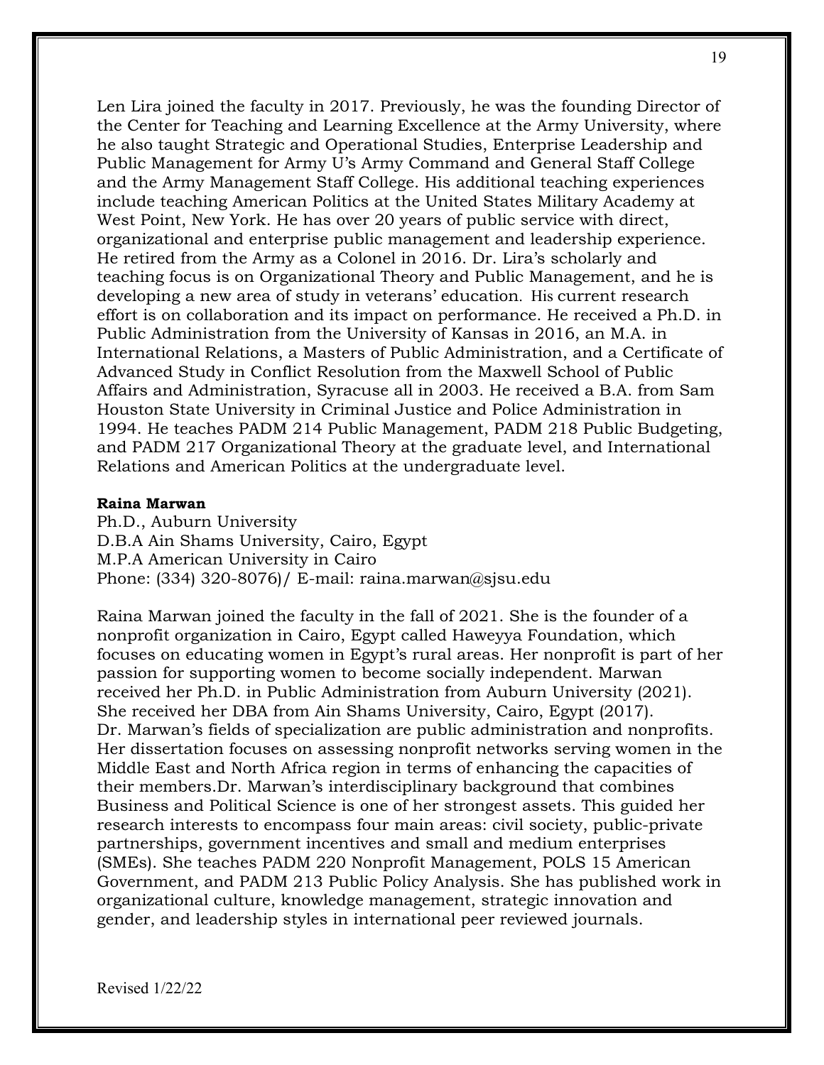Len Lira joined the faculty in 2017. Previously, he was the founding Director of the Center for Teaching and Learning Excellence at the Army University, where he also taught Strategic and Operational Studies, Enterprise Leadership and Public Management for Army U's Army Command and General Staff College and the Army Management Staff College. His additional teaching experiences include teaching American Politics at the United States Military Academy at West Point, New York. He has over 20 years of public service with direct, organizational and enterprise public management and leadership experience. He retired from the Army as a Colonel in 2016. Dr. Lira's scholarly and teaching focus is on Organizational Theory and Public Management, and he is developing a new area of study in veterans' education. His current research effort is on collaboration and its impact on performance. He received a Ph.D. in Public Administration from the University of Kansas in 2016, an M.A. in International Relations, a Masters of Public Administration, and a Certificate of Advanced Study in Conflict Resolution from the Maxwell School of Public Affairs and Administration, Syracuse all in 2003. He received a B.A. from Sam Houston State University in Criminal Justice and Police Administration in 1994. He teaches PADM 214 Public Management, PADM 218 Public Budgeting, and PADM 217 Organizational Theory at the graduate level, and International Relations and American Politics at the undergraduate level.

**Raina Marwan**
Ph.D., Auburn University
D.B.A Ain Shams University, Cairo, Egypt
M.P.A American University in Cairo
Phone: (334) 320-8076)/ E-mail: raina.marwan@sjsu.edu

Raina Marwan joined the faculty in the fall of 2021. She is the founder of a nonprofit organization in Cairo, Egypt called Haweyya Foundation, which focuses on educating women in Egypt's rural areas. Her nonprofit is part of her passion for supporting women to become socially independent. Marwan received her Ph.D. in Public Administration from Auburn University (2021). She received her DBA from Ain Shams University, Cairo, Egypt (2017). Dr. Marwan's fields of specialization are public administration and nonprofits. Her dissertation focuses on assessing nonprofit networks serving women in the Middle East and North Africa region in terms of enhancing the capacities of their members.Dr. Marwan's interdisciplinary background that combines Business and Political Science is one of her strongest assets. This guided her research interests to encompass four main areas: civil society, public-private partnerships, government incentives and small and medium enterprises (SMEs). She teaches PADM 220 Nonprofit Management, POLS 15 American Government, and PADM 213 Public Policy Analysis. She has published work in organizational culture, knowledge management, strategic innovation and gender, and leadership styles in international peer reviewed journals.

Revised 1/22/22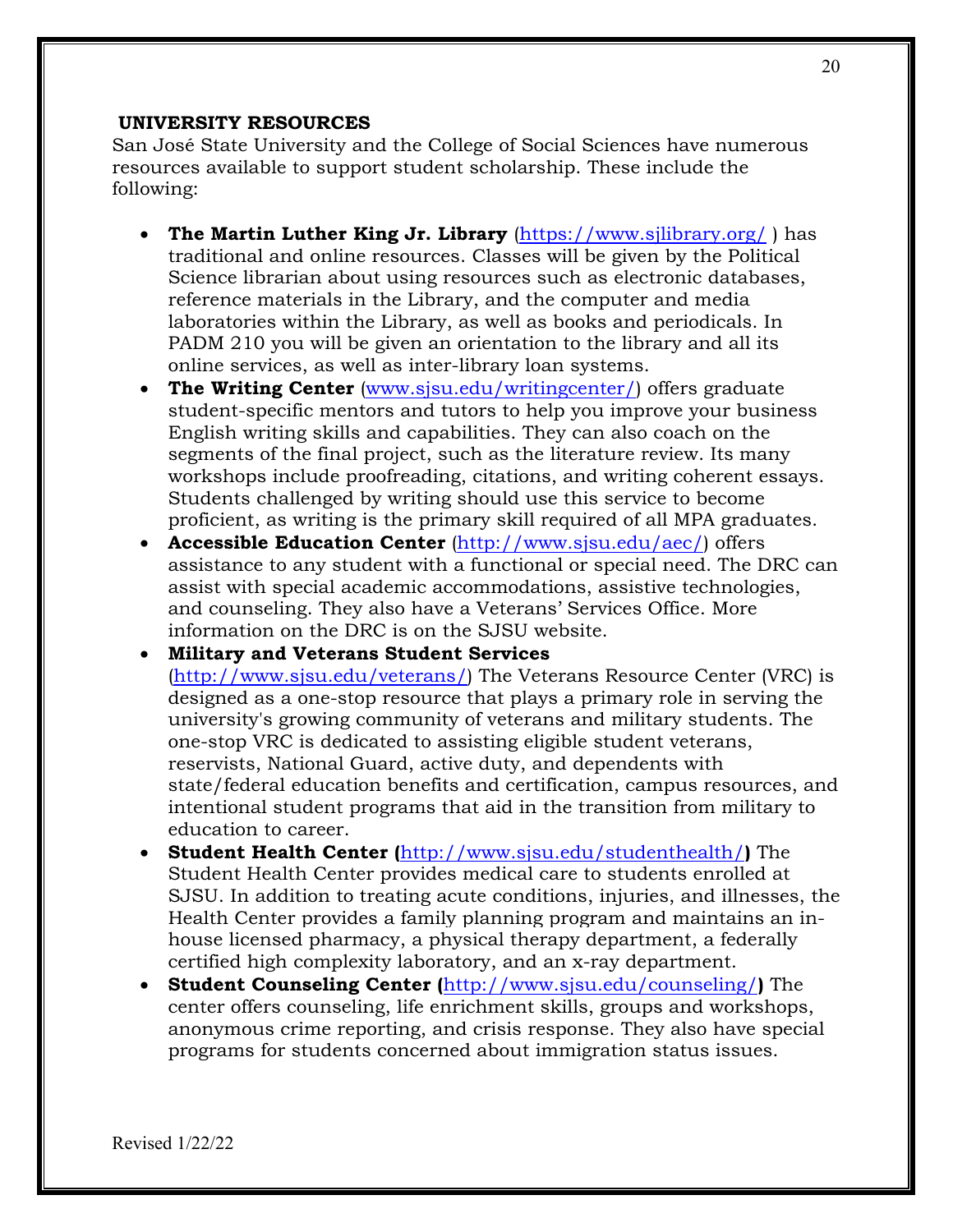## UNIVERSITY RESOURCES

San José State University and the College of Social Sciences have numerous resources available to support student scholarship. These include the following:

- **The Martin Luther King Jr. Library** (https://www.sjlibrary.org/ ) has traditional and online resources. Classes will be given by the Political Science librarian about using resources such as electronic databases, reference materials in the Library, and the computer and media laboratories within the Library, as well as books and periodicals. In PADM 210 you will be given an orientation to the library and all its online services, as well as inter-library loan systems.
- **The Writing Center** (www.sjsu.edu/writingcenter/) offers graduate student-specific mentors and tutors to help you improve your business English writing skills and capabilities. They can also coach on the segments of the final project, such as the literature review. Its many workshops include proofreading, citations, and writing coherent essays. Students challenged by writing should use this service to become proficient, as writing is the primary skill required of all MPA graduates.
- **Accessible Education Center** (http://www.sjsu.edu/aec/) offers assistance to any student with a functional or special need. The DRC can assist with special academic accommodations, assistive technologies, and counseling. They also have a Veterans' Services Office. More information on the DRC is on the SJSU website.
- **Military and Veterans Student Services** (http://www.sjsu.edu/veterans/) The Veterans Resource Center (VRC) is designed as a one-stop resource that plays a primary role in serving the university's growing community of veterans and military students. The one-stop VRC is dedicated to assisting eligible student veterans, reservists, National Guard, active duty, and dependents with state/federal education benefits and certification, campus resources, and intentional student programs that aid in the transition from military to education to career.
- **Student Health Center (**http://www.sjsu.edu/studenthealth/**)** The Student Health Center provides medical care to students enrolled at SJSU. In addition to treating acute conditions, injuries, and illnesses, the Health Center provides a family planning program and maintains an in-house licensed pharmacy, a physical therapy department, a federally certified high complexity laboratory, and an x-ray department.
- **Student Counseling Center (**http://www.sjsu.edu/counseling/**)** The center offers counseling, life enrichment skills, groups and workshops, anonymous crime reporting, and crisis response. They also have special programs for students concerned about immigration status issues.

Revised 1/22/22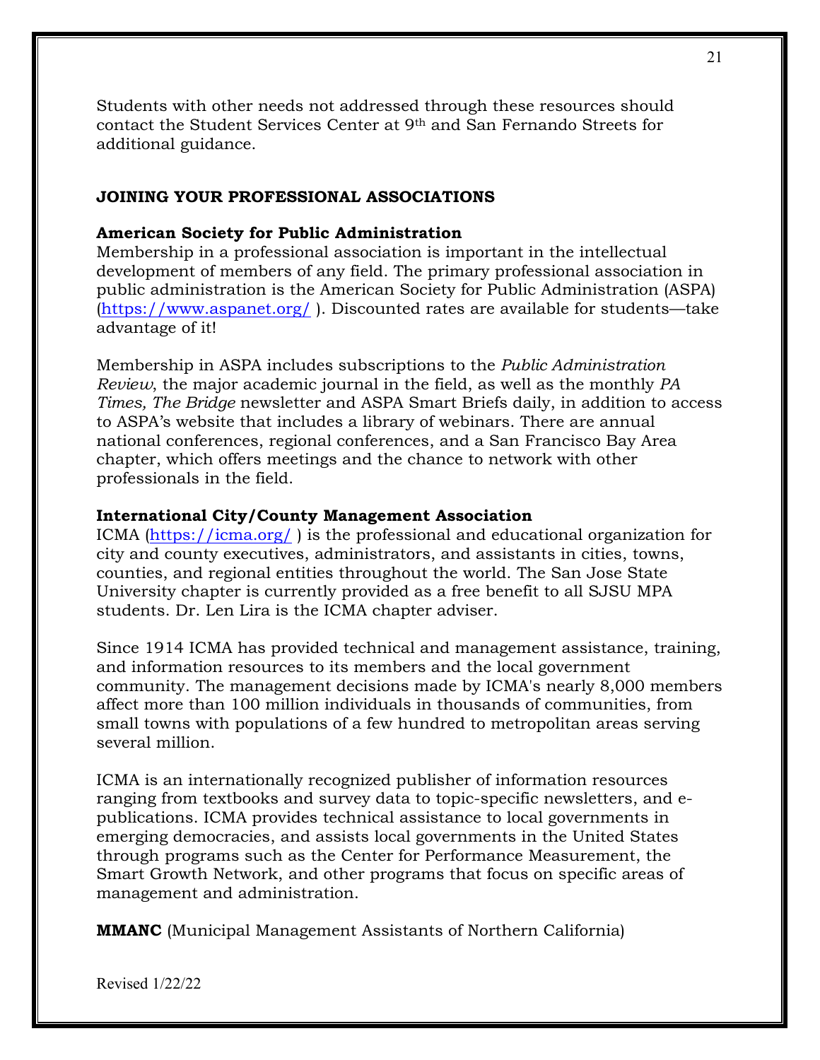Students with other needs not addressed through these resources should contact the Student Services Center at 9th and San Fernando Streets for additional guidance.

## JOINING YOUR PROFESSIONAL ASSOCIATIONS

### American Society for Public Administration

Membership in a professional association is important in the intellectual development of members of any field. The primary professional association in public administration is the American Society for Public Administration (ASPA) (https://www.aspanet.org/ ). Discounted rates are available for students—take advantage of it!

Membership in ASPA includes subscriptions to the *Public Administration Review*, the major academic journal in the field, as well as the monthly *PA Times, The Bridge* newsletter and ASPA Smart Briefs daily, in addition to access to ASPA's website that includes a library of webinars. There are annual national conferences, regional conferences, and a San Francisco Bay Area chapter, which offers meetings and the chance to network with other professionals in the field.

### International City/County Management Association

ICMA (https://icma.org/ ) is the professional and educational organization for city and county executives, administrators, and assistants in cities, towns, counties, and regional entities throughout the world. The San Jose State University chapter is currently provided as a free benefit to all SJSU MPA students. Dr. Len Lira is the ICMA chapter adviser.

Since 1914 ICMA has provided technical and management assistance, training, and information resources to its members and the local government community. The management decisions made by ICMA's nearly 8,000 members affect more than 100 million individuals in thousands of communities, from small towns with populations of a few hundred to metropolitan areas serving several million.

ICMA is an internationally recognized publisher of information resources ranging from textbooks and survey data to topic-specific newsletters, and e-publications. ICMA provides technical assistance to local governments in emerging democracies, and assists local governments in the United States through programs such as the Center for Performance Measurement, the Smart Growth Network, and other programs that focus on specific areas of management and administration.

**MMANC** (Municipal Management Assistants of Northern California)

Revised 1/22/22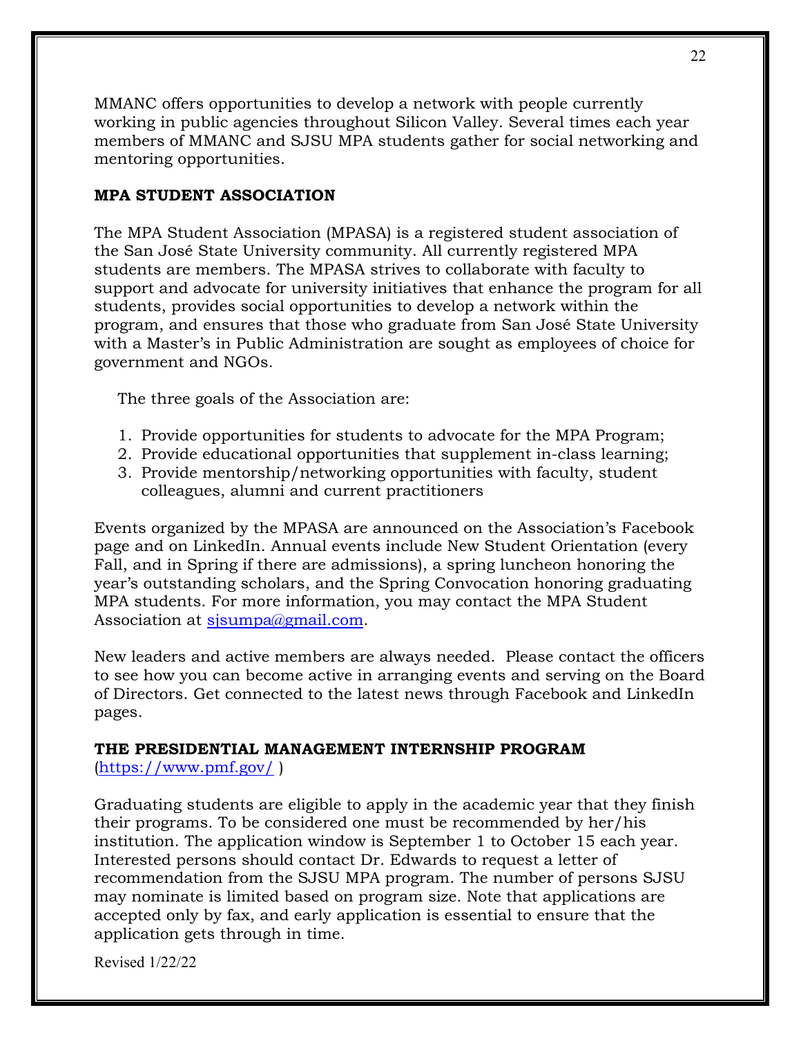MMANC offers opportunities to develop a network with people currently working in public agencies throughout Silicon Valley. Several times each year members of MMANC and SJSU MPA students gather for social networking and mentoring opportunities.

## MPA STUDENT ASSOCIATION

The MPA Student Association (MPASA) is a registered student association of the San José State University community. All currently registered MPA students are members. The MPASA strives to collaborate with faculty to support and advocate for university initiatives that enhance the program for all students, provides social opportunities to develop a network within the program, and ensures that those who graduate from San José State University with a Master's in Public Administration are sought as employees of choice for government and NGOs.

The three goals of the Association are:

1. Provide opportunities for students to advocate for the MPA Program;
2. Provide educational opportunities that supplement in-class learning;
3. Provide mentorship/networking opportunities with faculty, student colleagues, alumni and current practitioners

Events organized by the MPASA are announced on the Association's Facebook page and on LinkedIn. Annual events include New Student Orientation (every Fall, and in Spring if there are admissions), a spring luncheon honoring the year's outstanding scholars, and the Spring Convocation honoring graduating MPA students. For more information, you may contact the MPA Student Association at sjsumpa@gmail.com.

New leaders and active members are always needed. Please contact the officers to see how you can become active in arranging events and serving on the Board of Directors. Get connected to the latest news through Facebook and LinkedIn pages.

## THE PRESIDENTIAL MANAGEMENT INTERNSHIP PROGRAM

(https://www.pmf.gov/ )

Graduating students are eligible to apply in the academic year that they finish their programs. To be considered one must be recommended by her/his institution. The application window is September 1 to October 15 each year. Interested persons should contact Dr. Edwards to request a letter of recommendation from the SJSU MPA program. The number of persons SJSU may nominate is limited based on program size. Note that applications are accepted only by fax, and early application is essential to ensure that the application gets through in time.

Revised 1/22/22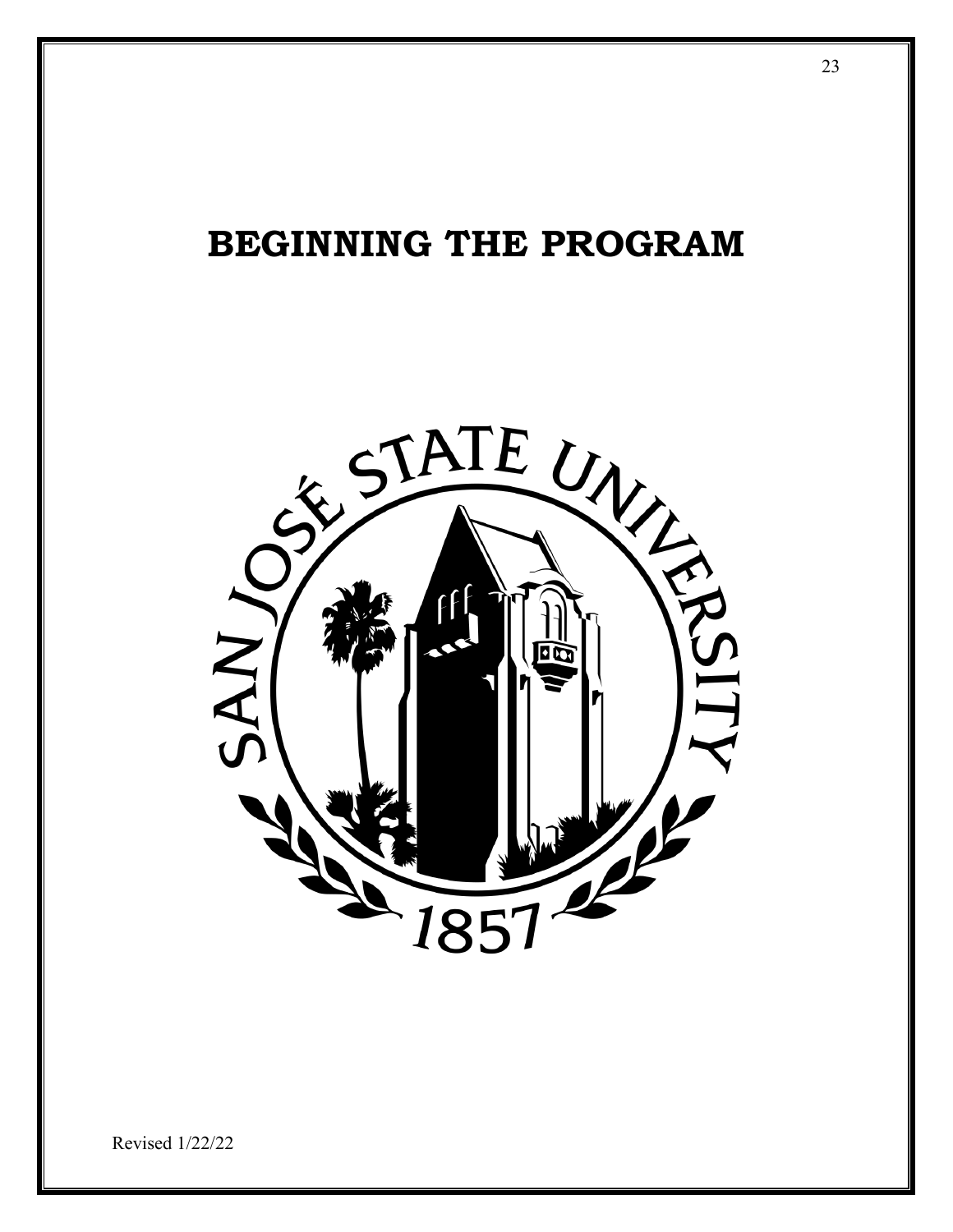# BEGINNING THE PROGRAM

Revised 1/22/22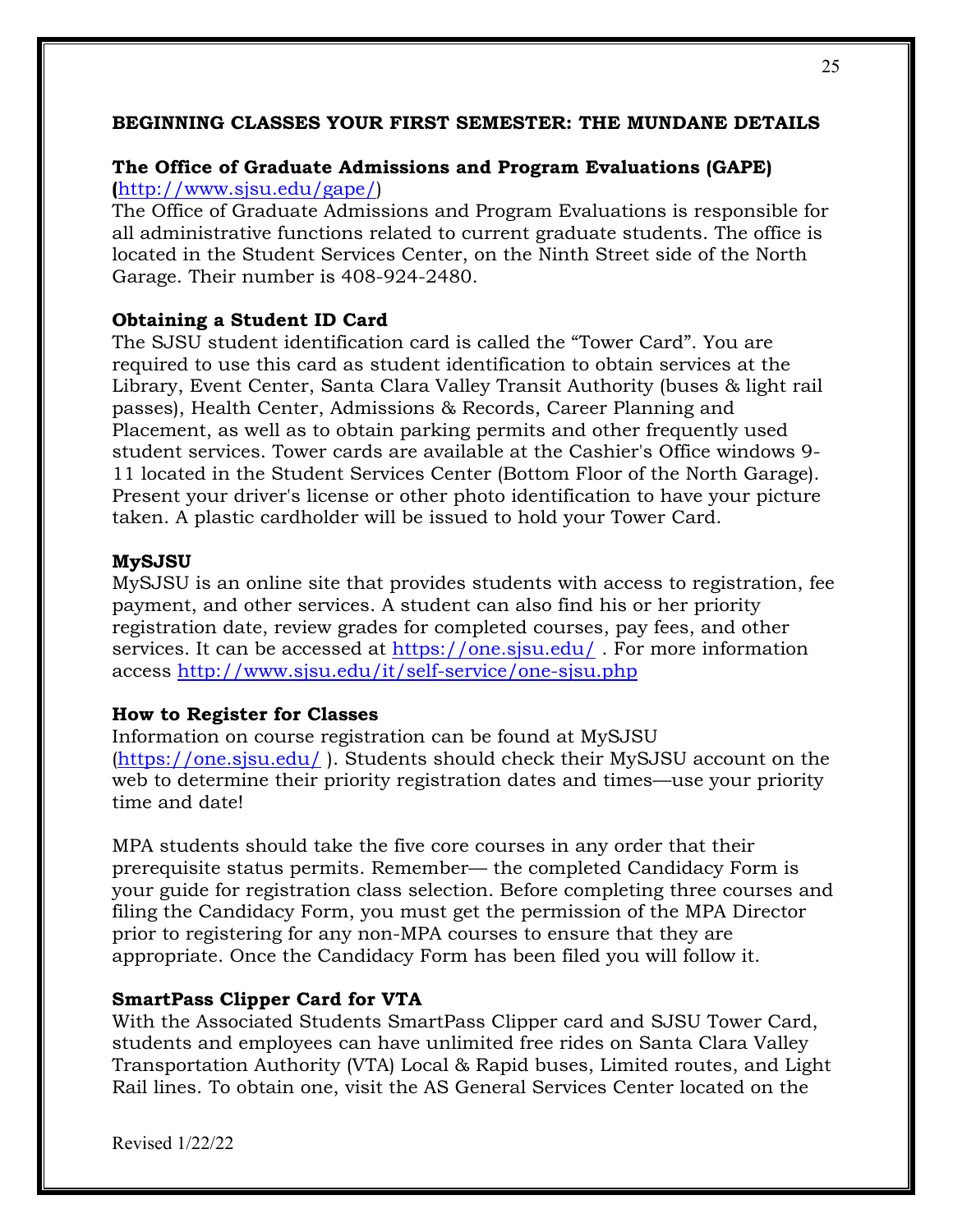## BEGINNING CLASSES YOUR FIRST SEMESTER: THE MUNDANE DETAILS

### The Office of Graduate Admissions and Program Evaluations (GAPE) (http://www.sjsu.edu/gape/)

The Office of Graduate Admissions and Program Evaluations is responsible for all administrative functions related to current graduate students. The office is located in the Student Services Center, on the Ninth Street side of the North Garage. Their number is 408-924-2480.

### Obtaining a Student ID Card

The SJSU student identification card is called the "Tower Card". You are required to use this card as student identification to obtain services at the Library, Event Center, Santa Clara Valley Transit Authority (buses & light rail passes), Health Center, Admissions & Records, Career Planning and Placement, as well as to obtain parking permits and other frequently used student services. Tower cards are available at the Cashier's Office windows 9-11 located in the Student Services Center (Bottom Floor of the North Garage). Present your driver's license or other photo identification to have your picture taken. A plastic cardholder will be issued to hold your Tower Card.

### MySJSU

MySJSU is an online site that provides students with access to registration, fee payment, and other services. A student can also find his or her priority registration date, review grades for completed courses, pay fees, and other services. It can be accessed at https://one.sjsu.edu/ . For more information access http://www.sjsu.edu/it/self-service/one-sjsu.php

### How to Register for Classes

Information on course registration can be found at MySJSU (https://one.sjsu.edu/ ). Students should check their MySJSU account on the web to determine their priority registration dates and times—use your priority time and date!

MPA students should take the five core courses in any order that their prerequisite status permits. Remember— the completed Candidacy Form is your guide for registration class selection. Before completing three courses and filing the Candidacy Form, you must get the permission of the MPA Director prior to registering for any non-MPA courses to ensure that they are appropriate. Once the Candidacy Form has been filed you will follow it.

### SmartPass Clipper Card for VTA

With the Associated Students SmartPass Clipper card and SJSU Tower Card, students and employees can have unlimited free rides on Santa Clara Valley Transportation Authority (VTA) Local & Rapid buses, Limited routes, and Light Rail lines. To obtain one, visit the AS General Services Center located on the

Revised 1/22/22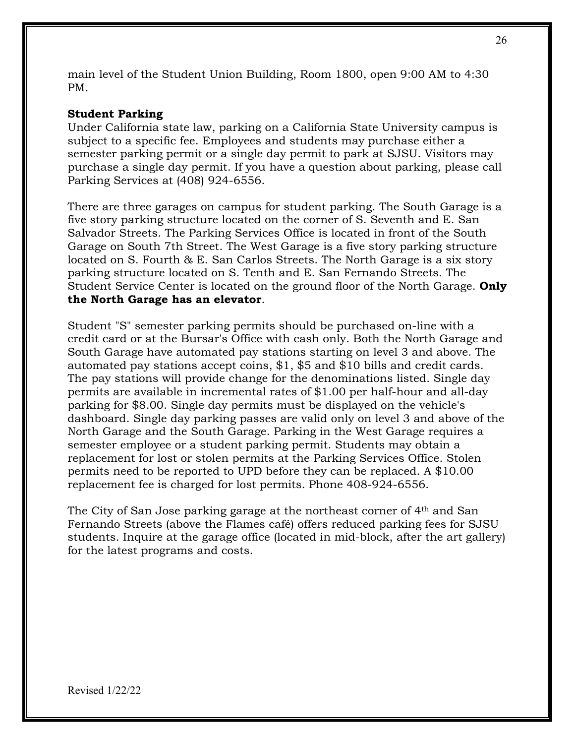main level of the Student Union Building, Room 1800, open 9:00 AM to 4:30 PM.

**Student Parking**

Under California state law, parking on a California State University campus is subject to a specific fee. Employees and students may purchase either a semester parking permit or a single day permit to park at SJSU. Visitors may purchase a single day permit. If you have a question about parking, please call Parking Services at (408) 924-6556.

There are three garages on campus for student parking. The South Garage is a five story parking structure located on the corner of S. Seventh and E. San Salvador Streets. The Parking Services Office is located in front of the South Garage on South 7th Street. The West Garage is a five story parking structure located on S. Fourth & E. San Carlos Streets. The North Garage is a six story parking structure located on S. Tenth and E. San Fernando Streets. The Student Service Center is located on the ground floor of the North Garage. **Only the North Garage has an elevator**.

Student "S" semester parking permits should be purchased on-line with a credit card or at the Bursar's Office with cash only. Both the North Garage and South Garage have automated pay stations starting on level 3 and above. The automated pay stations accept coins, $1, $5 and $10 bills and credit cards. The pay stations will provide change for the denominations listed. Single day permits are available in incremental rates of $1.00 per half-hour and all-day parking for $8.00. Single day permits must be displayed on the vehicle's dashboard. Single day parking passes are valid only on level 3 and above of the North Garage and the South Garage. Parking in the West Garage requires a semester employee or a student parking permit. Students may obtain a replacement for lost or stolen permits at the Parking Services Office. Stolen permits need to be reported to UPD before they can be replaced. A $10.00 replacement fee is charged for lost permits. Phone 408-924-6556.

The City of San Jose parking garage at the northeast corner of 4th and San Fernando Streets (above the Flames café) offers reduced parking fees for SJSU students. Inquire at the garage office (located in mid-block, after the art gallery) for the latest programs and costs.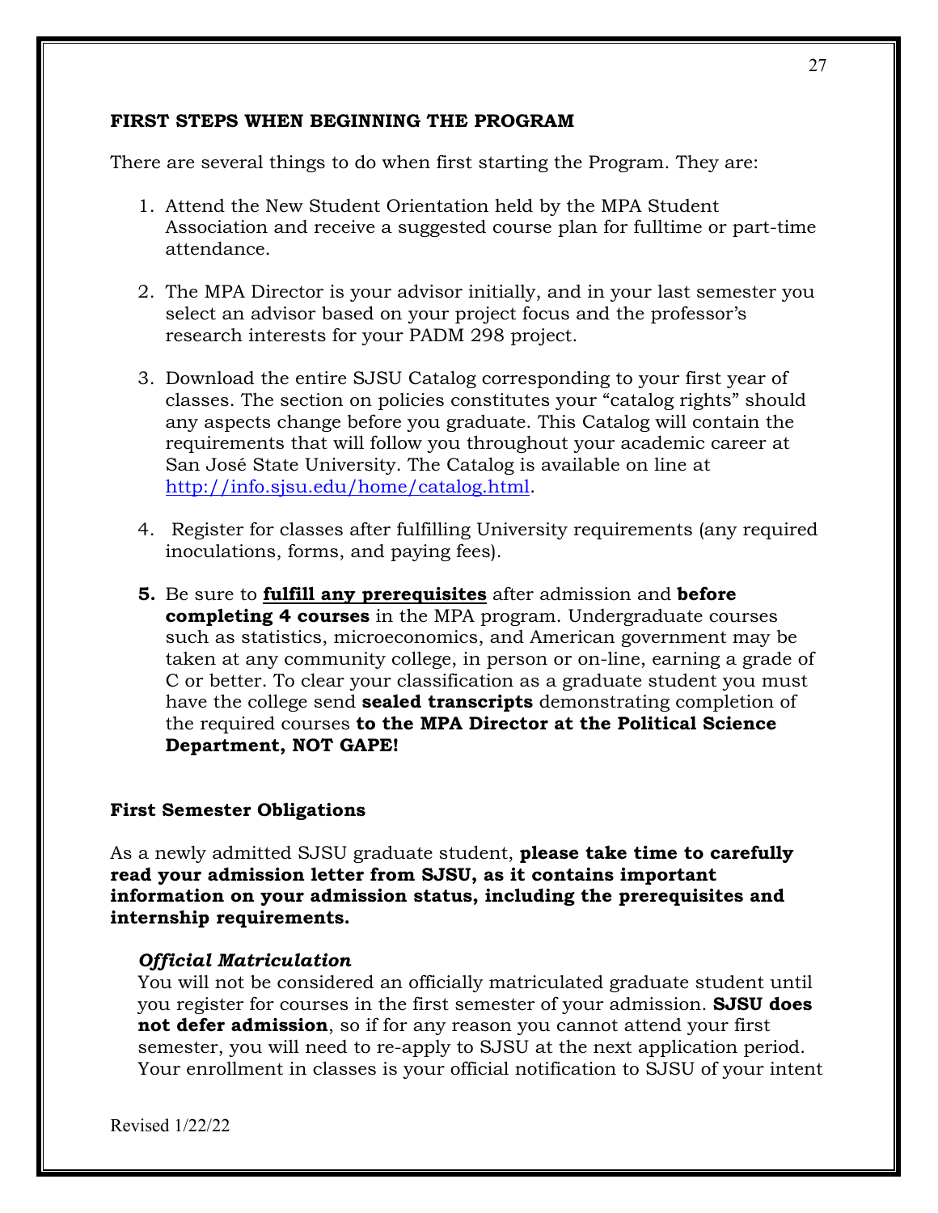## FIRST STEPS WHEN BEGINNING THE PROGRAM

There are several things to do when first starting the Program. They are:

1. Attend the New Student Orientation held by the MPA Student Association and receive a suggested course plan for fulltime or part-time attendance.

2. The MPA Director is your advisor initially, and in your last semester you select an advisor based on your project focus and the professor's research interests for your PADM 298 project.

3. Download the entire SJSU Catalog corresponding to your first year of classes. The section on policies constitutes your "catalog rights" should any aspects change before you graduate. This Catalog will contain the requirements that will follow you throughout your academic career at San José State University. The Catalog is available on line at [http://info.sjsu.edu/home/catalog.html](http://info.sjsu.edu/home/catalog.html).

4. Register for classes after fulfilling University requirements (any required inoculations, forms, and paying fees).

5. Be sure to **fulfill any prerequisites** after admission and **before completing 4 courses** in the MPA program. Undergraduate courses such as statistics, microeconomics, and American government may be taken at any community college, in person or on-line, earning a grade of C or better. To clear your classification as a graduate student you must have the college send **sealed transcripts** demonstrating completion of the required courses **to the MPA Director at the Political Science Department, NOT GAPE!**

### First Semester Obligations

As a newly admitted SJSU graduate student, **please take time to carefully read your admission letter from SJSU, as it contains important information on your admission status, including the prerequisites and internship requirements.**

#### *Official Matriculation*

You will not be considered an officially matriculated graduate student until you register for courses in the first semester of your admission. **SJSU does not defer admission**, so if for any reason you cannot attend your first semester, you will need to re-apply to SJSU at the next application period. Your enrollment in classes is your official notification to SJSU of your intent

Revised 1/22/22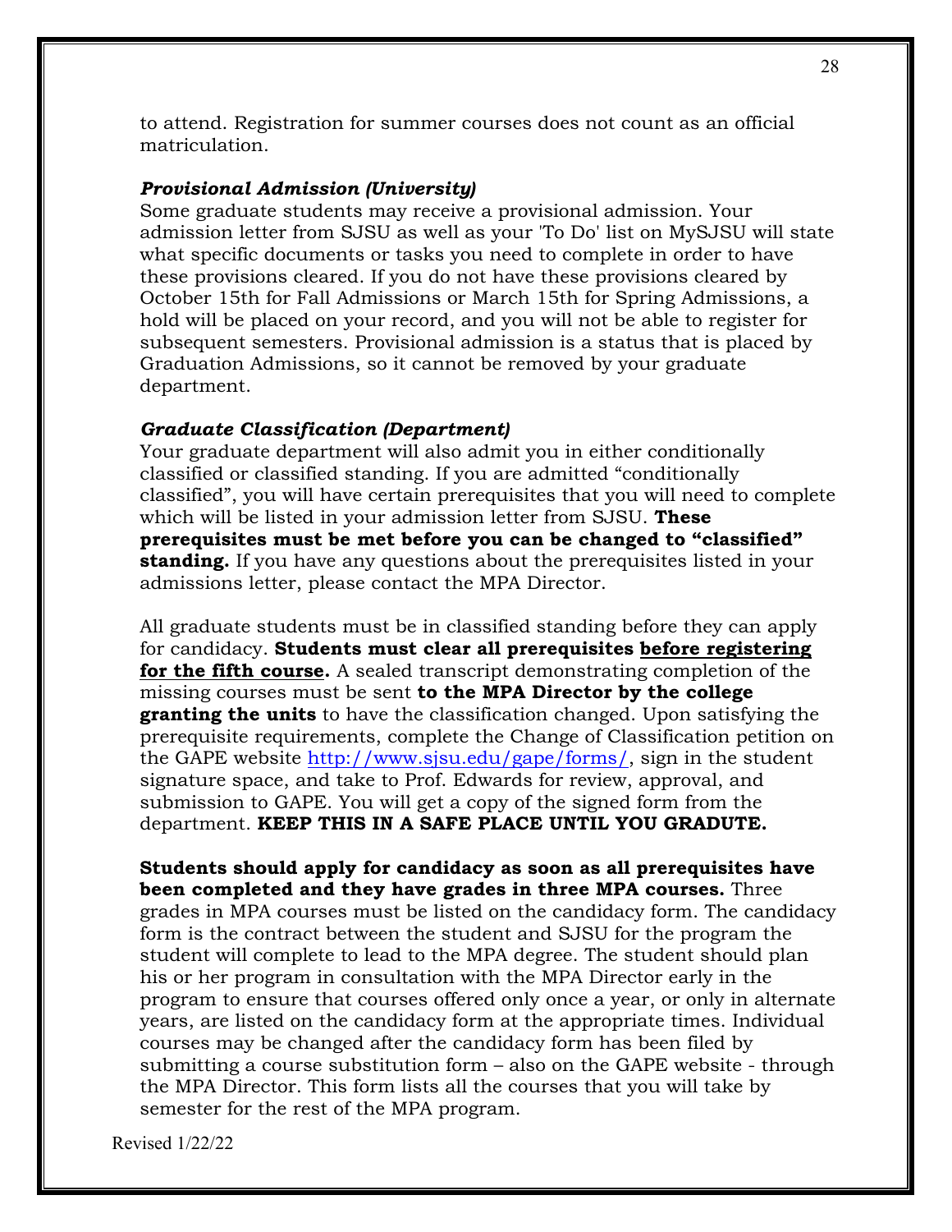to attend. Registration for summer courses does not count as an official matriculation.

### *Provisional Admission (University)*

Some graduate students may receive a provisional admission. Your admission letter from SJSU as well as your 'To Do' list on MySJSU will state what specific documents or tasks you need to complete in order to have these provisions cleared. If you do not have these provisions cleared by October 15th for Fall Admissions or March 15th for Spring Admissions, a hold will be placed on your record, and you will not be able to register for subsequent semesters. Provisional admission is a status that is placed by Graduation Admissions, so it cannot be removed by your graduate department.

### *Graduate Classification (Department)*

Your graduate department will also admit you in either conditionally classified or classified standing. If you are admitted "conditionally classified", you will have certain prerequisites that you will need to complete which will be listed in your admission letter from SJSU. **These prerequisites must be met before you can be changed to "classified" standing.** If you have any questions about the prerequisites listed in your admissions letter, please contact the MPA Director.

All graduate students must be in classified standing before they can apply for candidacy. **Students must clear all prerequisites <u>before registering for the fifth course</u>.** A sealed transcript demonstrating completion of the missing courses must be sent **to the MPA Director by the college granting the units** to have the classification changed. Upon satisfying the prerequisite requirements, complete the Change of Classification petition on the GAPE website http://www.sjsu.edu/gape/forms/, sign in the student signature space, and take to Prof. Edwards for review, approval, and submission to GAPE. You will get a copy of the signed form from the department. **KEEP THIS IN A SAFE PLACE UNTIL YOU GRADUTE.**

**Students should apply for candidacy as soon as all prerequisites have been completed and they have grades in three MPA courses.** Three grades in MPA courses must be listed on the candidacy form. The candidacy form is the contract between the student and SJSU for the program the student will complete to lead to the MPA degree. The student should plan his or her program in consultation with the MPA Director early in the program to ensure that courses offered only once a year, or only in alternate years, are listed on the candidacy form at the appropriate times. Individual courses may be changed after the candidacy form has been filed by submitting a course substitution form – also on the GAPE website - through the MPA Director. This form lists all the courses that you will take by semester for the rest of the MPA program.

Revised 1/22/22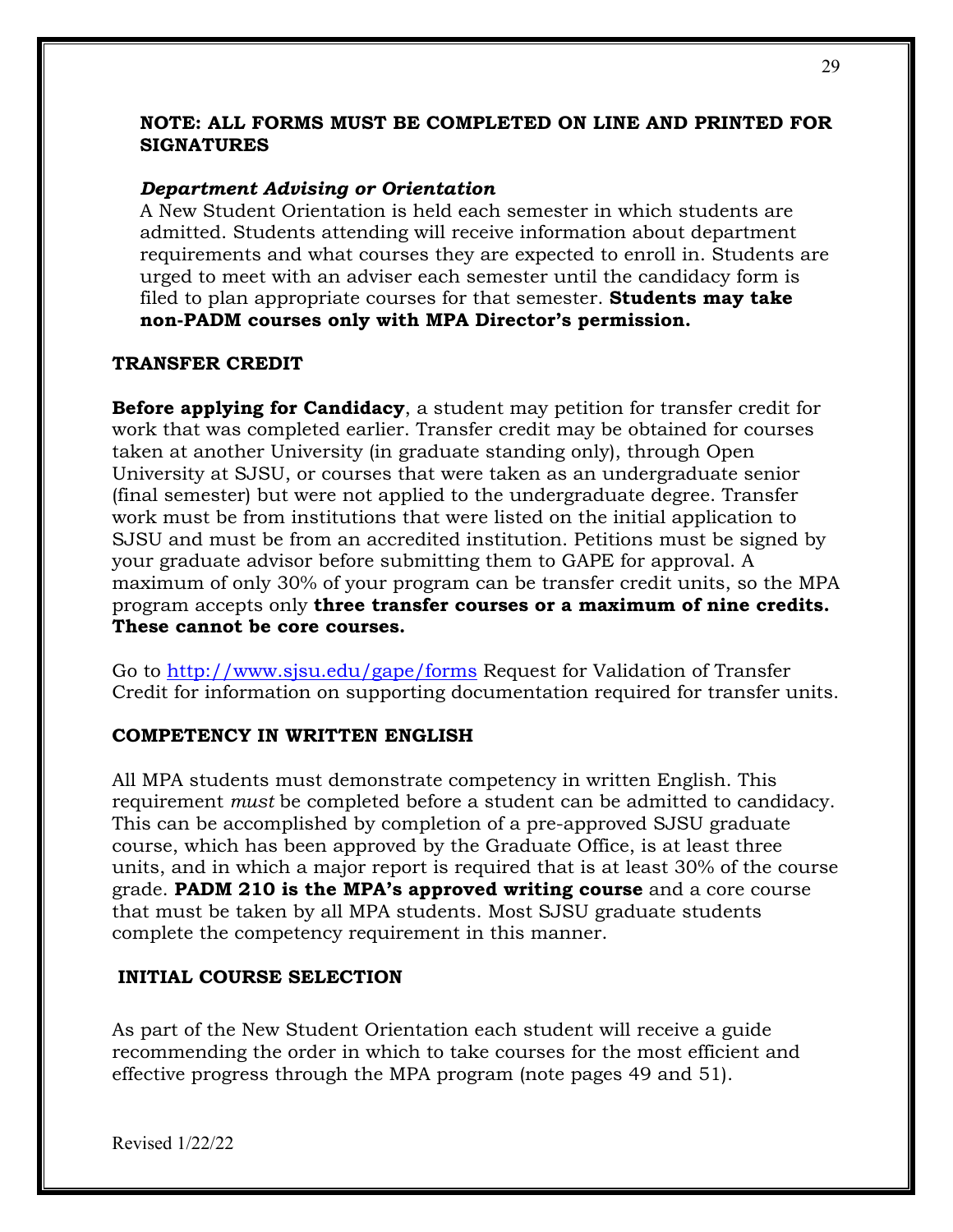**NOTE: ALL FORMS MUST BE COMPLETED ON LINE AND PRINTED FOR SIGNATURES**

***Department Advising or Orientation***

A New Student Orientation is held each semester in which students are admitted. Students attending will receive information about department requirements and what courses they are expected to enroll in. Students are urged to meet with an adviser each semester until the candidacy form is filed to plan appropriate courses for that semester. **Students may take non-PADM courses only with MPA Director's permission.**

## TRANSFER CREDIT

**Before applying for Candidacy**, a student may petition for transfer credit for work that was completed earlier. Transfer credit may be obtained for courses taken at another University (in graduate standing only), through Open University at SJSU, or courses that were taken as an undergraduate senior (final semester) but were not applied to the undergraduate degree. Transfer work must be from institutions that were listed on the initial application to SJSU and must be from an accredited institution. Petitions must be signed by your graduate advisor before submitting them to GAPE for approval. A maximum of only 30% of your program can be transfer credit units, so the MPA program accepts only **three transfer courses or a maximum of nine credits. These cannot be core courses.**

Go to [http://www.sjsu.edu/gape/forms](http://www.sjsu.edu/gape/forms) Request for Validation of Transfer Credit for information on supporting documentation required for transfer units.

## COMPETENCY IN WRITTEN ENGLISH

All MPA students must demonstrate competency in written English. This requirement *must* be completed before a student can be admitted to candidacy. This can be accomplished by completion of a pre-approved SJSU graduate course, which has been approved by the Graduate Office, is at least three units, and in which a major report is required that is at least 30% of the course grade. **PADM 210 is the MPA's approved writing course** and a core course that must be taken by all MPA students. Most SJSU graduate students complete the competency requirement in this manner.

## INITIAL COURSE SELECTION

As part of the New Student Orientation each student will receive a guide recommending the order in which to take courses for the most efficient and effective progress through the MPA program (note pages 49 and 51).

Revised 1/22/22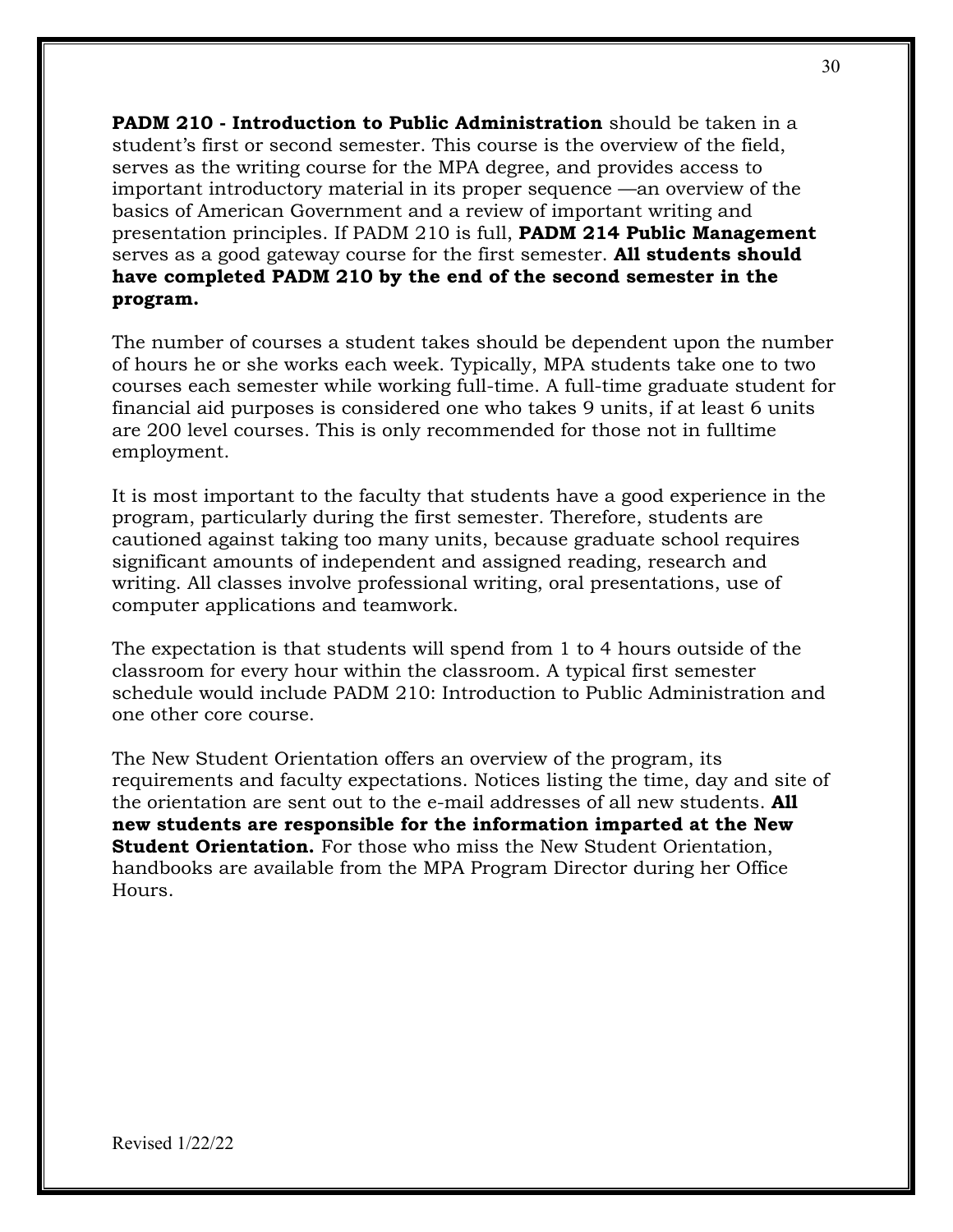**PADM 210 - Introduction to Public Administration** should be taken in a student's first or second semester. This course is the overview of the field, serves as the writing course for the MPA degree, and provides access to important introductory material in its proper sequence —an overview of the basics of American Government and a review of important writing and presentation principles. If PADM 210 is full, **PADM 214 Public Management** serves as a good gateway course for the first semester. **All students should have completed PADM 210 by the end of the second semester in the program.**

The number of courses a student takes should be dependent upon the number of hours he or she works each week. Typically, MPA students take one to two courses each semester while working full-time. A full-time graduate student for financial aid purposes is considered one who takes 9 units, if at least 6 units are 200 level courses. This is only recommended for those not in fulltime employment.

It is most important to the faculty that students have a good experience in the program, particularly during the first semester. Therefore, students are cautioned against taking too many units, because graduate school requires significant amounts of independent and assigned reading, research and writing. All classes involve professional writing, oral presentations, use of computer applications and teamwork.

The expectation is that students will spend from 1 to 4 hours outside of the classroom for every hour within the classroom. A typical first semester schedule would include PADM 210: Introduction to Public Administration and one other core course.

The New Student Orientation offers an overview of the program, its requirements and faculty expectations. Notices listing the time, day and site of the orientation are sent out to the e-mail addresses of all new students. **All new students are responsible for the information imparted at the New Student Orientation.** For those who miss the New Student Orientation, handbooks are available from the MPA Program Director during her Office Hours.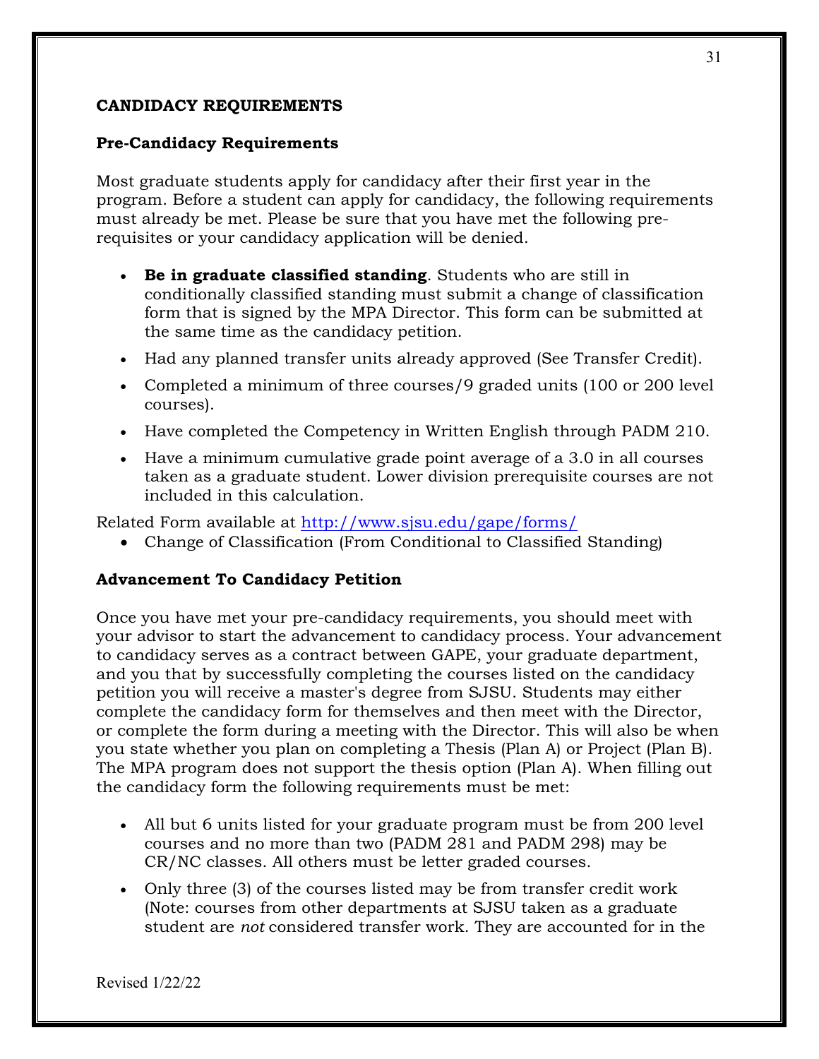## CANDIDACY REQUIREMENTS

### Pre-Candidacy Requirements

Most graduate students apply for candidacy after their first year in the program. Before a student can apply for candidacy, the following requirements must already be met. Please be sure that you have met the following pre-requisites or your candidacy application will be denied.

- **Be in graduate classified standing**. Students who are still in conditionally classified standing must submit a change of classification form that is signed by the MPA Director. This form can be submitted at the same time as the candidacy petition.
- Had any planned transfer units already approved (See Transfer Credit).
- Completed a minimum of three courses/9 graded units (100 or 200 level courses).
- Have completed the Competency in Written English through PADM 210.
- Have a minimum cumulative grade point average of a 3.0 in all courses taken as a graduate student. Lower division prerequisite courses are not included in this calculation.

Related Form available at [http://www.sjsu.edu/gape/forms/](http://www.sjsu.edu/gape/forms/)

- Change of Classification (From Conditional to Classified Standing)

### Advancement To Candidacy Petition

Once you have met your pre-candidacy requirements, you should meet with your advisor to start the advancement to candidacy process. Your advancement to candidacy serves as a contract between GAPE, your graduate department, and you that by successfully completing the courses listed on the candidacy petition you will receive a master's degree from SJSU. Students may either complete the candidacy form for themselves and then meet with the Director, or complete the form during a meeting with the Director. This will also be when you state whether you plan on completing a Thesis (Plan A) or Project (Plan B). The MPA program does not support the thesis option (Plan A). When filling out the candidacy form the following requirements must be met:

- All but 6 units listed for your graduate program must be from 200 level courses and no more than two (PADM 281 and PADM 298) may be CR/NC classes. All others must be letter graded courses.
- Only three (3) of the courses listed may be from transfer credit work (Note: courses from other departments at SJSU taken as a graduate student are *not* considered transfer work. They are accounted for in the

Revised 1/22/22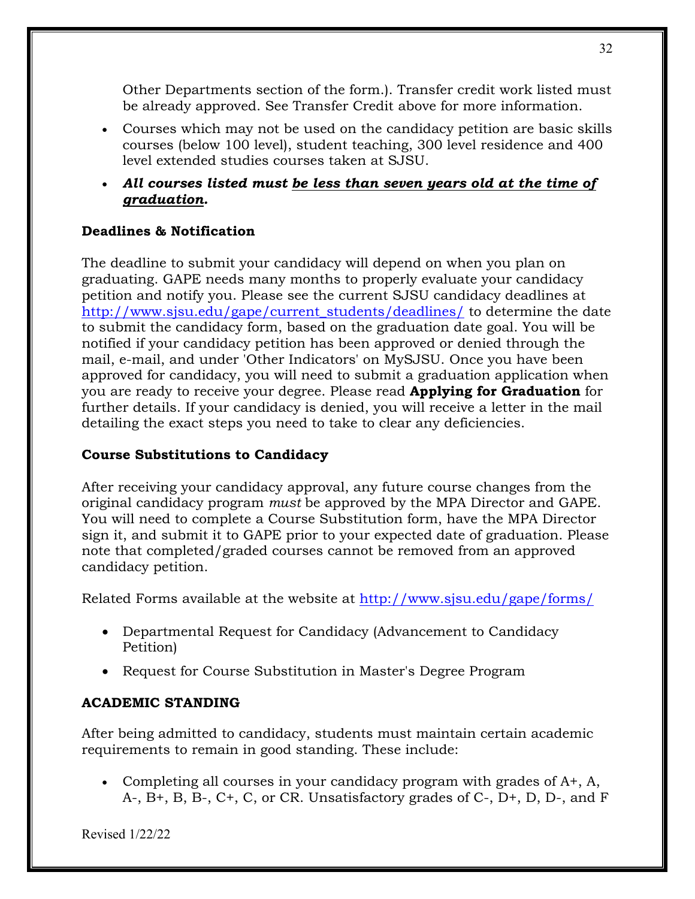Other Departments section of the form.). Transfer credit work listed must be already approved. See Transfer Credit above for more information.

- Courses which may not be used on the candidacy petition are basic skills courses (below 100 level), student teaching, 300 level residence and 400 level extended studies courses taken at SJSU.
- ***All courses listed must <u>be less than seven years old at the time of graduation</u>.***

### Deadlines & Notification

The deadline to submit your candidacy will depend on when you plan on graduating. GAPE needs many months to properly evaluate your candidacy petition and notify you. Please see the current SJSU candidacy deadlines at [http://www.sjsu.edu/gape/current_students/deadlines/](http://www.sjsu.edu/gape/current_students/deadlines/) to determine the date to submit the candidacy form, based on the graduation date goal. You will be notified if your candidacy petition has been approved or denied through the mail, e-mail, and under 'Other Indicators' on MySJSU. Once you have been approved for candidacy, you will need to submit a graduation application when you are ready to receive your degree. Please read **Applying for Graduation** for further details. If your candidacy is denied, you will receive a letter in the mail detailing the exact steps you need to take to clear any deficiencies.

### Course Substitutions to Candidacy

After receiving your candidacy approval, any future course changes from the original candidacy program *must* be approved by the MPA Director and GAPE. You will need to complete a Course Substitution form, have the MPA Director sign it, and submit it to GAPE prior to your expected date of graduation. Please note that completed/graded courses cannot be removed from an approved candidacy petition.

Related Forms available at the website at [http://www.sjsu.edu/gape/forms/](http://www.sjsu.edu/gape/forms/)

- Departmental Request for Candidacy (Advancement to Candidacy Petition)
- Request for Course Substitution in Master's Degree Program

### ACADEMIC STANDING

After being admitted to candidacy, students must maintain certain academic requirements to remain in good standing. These include:

- Completing all courses in your candidacy program with grades of A+, A, A-, B+, B, B-, C+, C, or CR. Unsatisfactory grades of C-, D+, D, D-, and F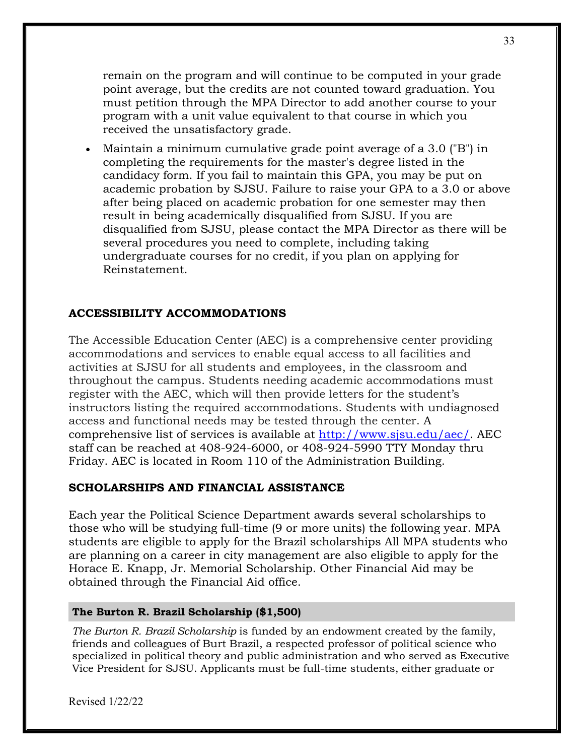remain on the program and will continue to be computed in your grade point average, but the credits are not counted toward graduation. You must petition through the MPA Director to add another course to your program with a unit value equivalent to that course in which you received the unsatisfactory grade.

- Maintain a minimum cumulative grade point average of a 3.0 ("B") in completing the requirements for the master's degree listed in the candidacy form. If you fail to maintain this GPA, you may be put on academic probation by SJSU. Failure to raise your GPA to a 3.0 or above after being placed on academic probation for one semester may then result in being academically disqualified from SJSU. If you are disqualified from SJSU, please contact the MPA Director as there will be several procedures you need to complete, including taking undergraduate courses for no credit, if you plan on applying for Reinstatement.

## ACCESSIBILITY ACCOMMODATIONS

The Accessible Education Center (AEC) is a comprehensive center providing accommodations and services to enable equal access to all facilities and activities at SJSU for all students and employees, in the classroom and throughout the campus. Students needing academic accommodations must register with the AEC, which will then provide letters for the student's instructors listing the required accommodations. Students with undiagnosed access and functional needs may be tested through the center. A comprehensive list of services is available at [http://www.sjsu.edu/aec/](http://www.sjsu.edu/aec/). AEC staff can be reached at 408-924-6000, or 408-924-5990 TTY Monday thru Friday. AEC is located in Room 110 of the Administration Building.

## SCHOLARSHIPS AND FINANCIAL ASSISTANCE

Each year the Political Science Department awards several scholarships to those who will be studying full-time (9 or more units) the following year. MPA students are eligible to apply for the Brazil scholarships All MPA students who are planning on a career in city management are also eligible to apply for the Horace E. Knapp, Jr. Memorial Scholarship. Other Financial Aid may be obtained through the Financial Aid office.

### The Burton R. Brazil Scholarship ($1,500)

*The Burton R. Brazil Scholarship* is funded by an endowment created by the family, friends and colleagues of Burt Brazil, a respected professor of political science who specialized in political theory and public administration and who served as Executive Vice President for SJSU. Applicants must be full-time students, either graduate or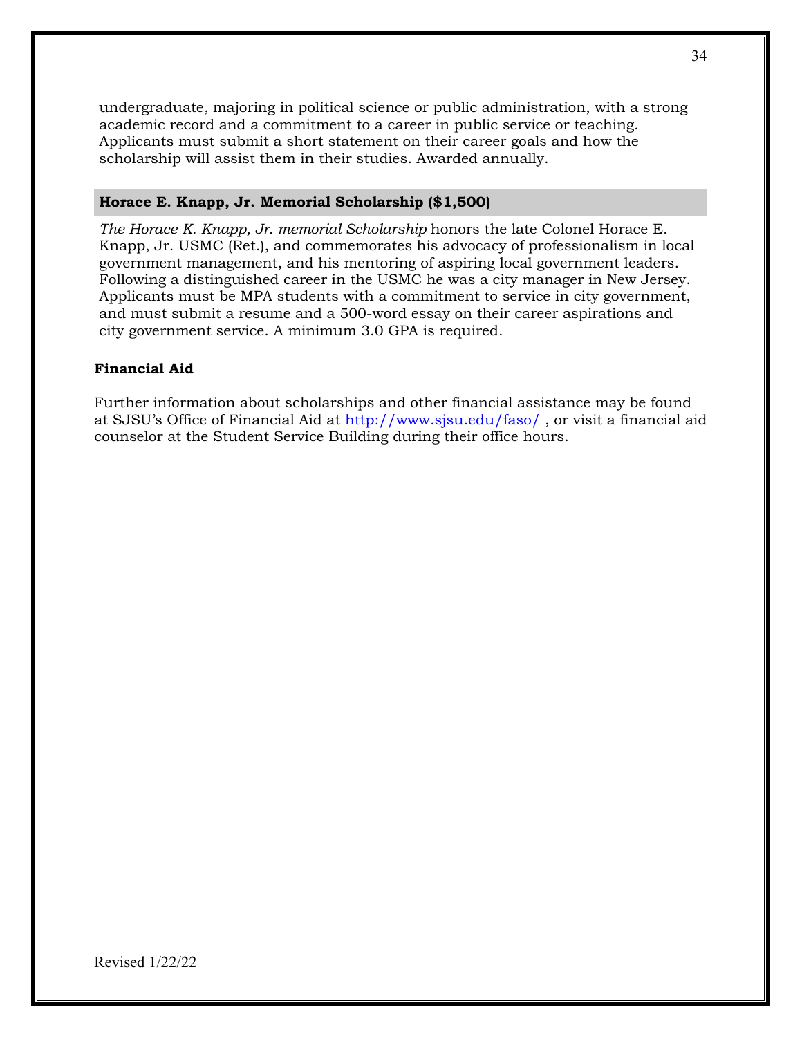undergraduate, majoring in political science or public administration, with a strong academic record and a commitment to a career in public service or teaching. Applicants must submit a short statement on their career goals and how the scholarship will assist them in their studies. Awarded annually.

### Horace E. Knapp, Jr. Memorial Scholarship ($1,500)

*The Horace K. Knapp, Jr. memorial Scholarship* honors the late Colonel Horace E. Knapp, Jr. USMC (Ret.), and commemorates his advocacy of professionalism in local government management, and his mentoring of aspiring local government leaders. Following a distinguished career in the USMC he was a city manager in New Jersey. Applicants must be MPA students with a commitment to service in city government, and must submit a resume and a 500-word essay on their career aspirations and city government service. A minimum 3.0 GPA is required.

### Financial Aid

Further information about scholarships and other financial assistance may be found at SJSU's Office of Financial Aid at http://www.sjsu.edu/faso/ , or visit a financial aid counselor at the Student Service Building during their office hours.

Revised 1/22/22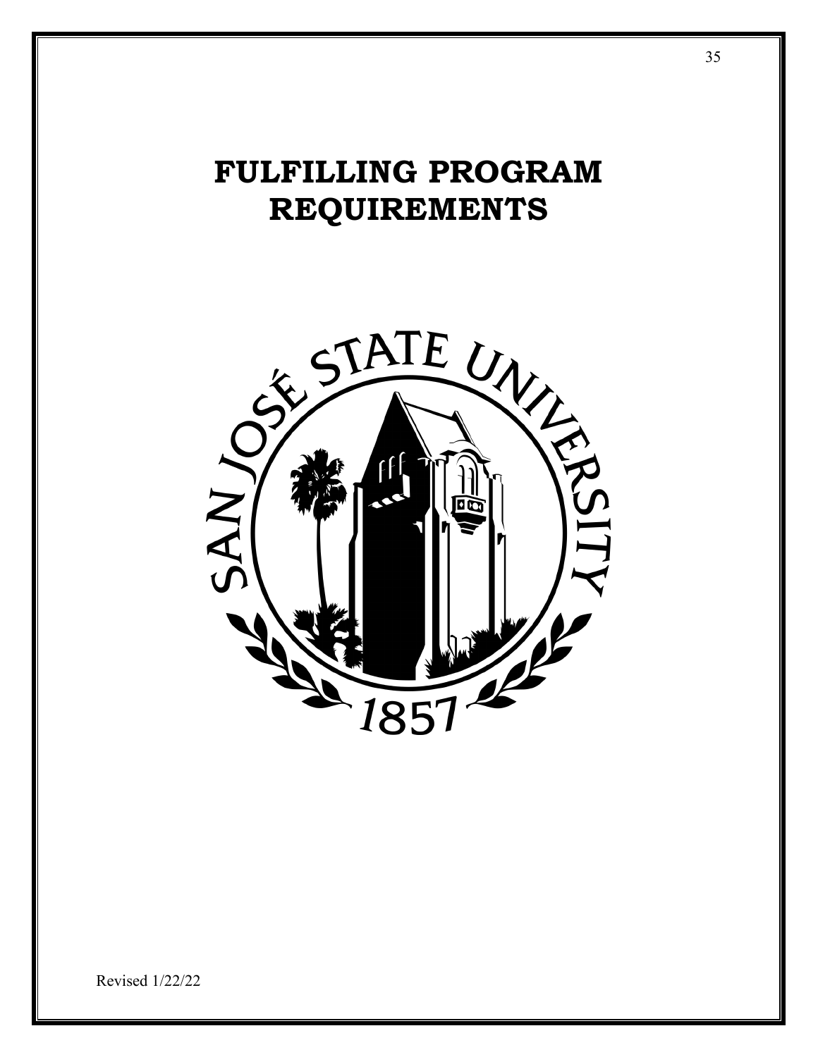# FULFILLING PROGRAM REQUIREMENTS

SAN JOSÉ STATE UNIVERSITY

1857

Revised 1/22/22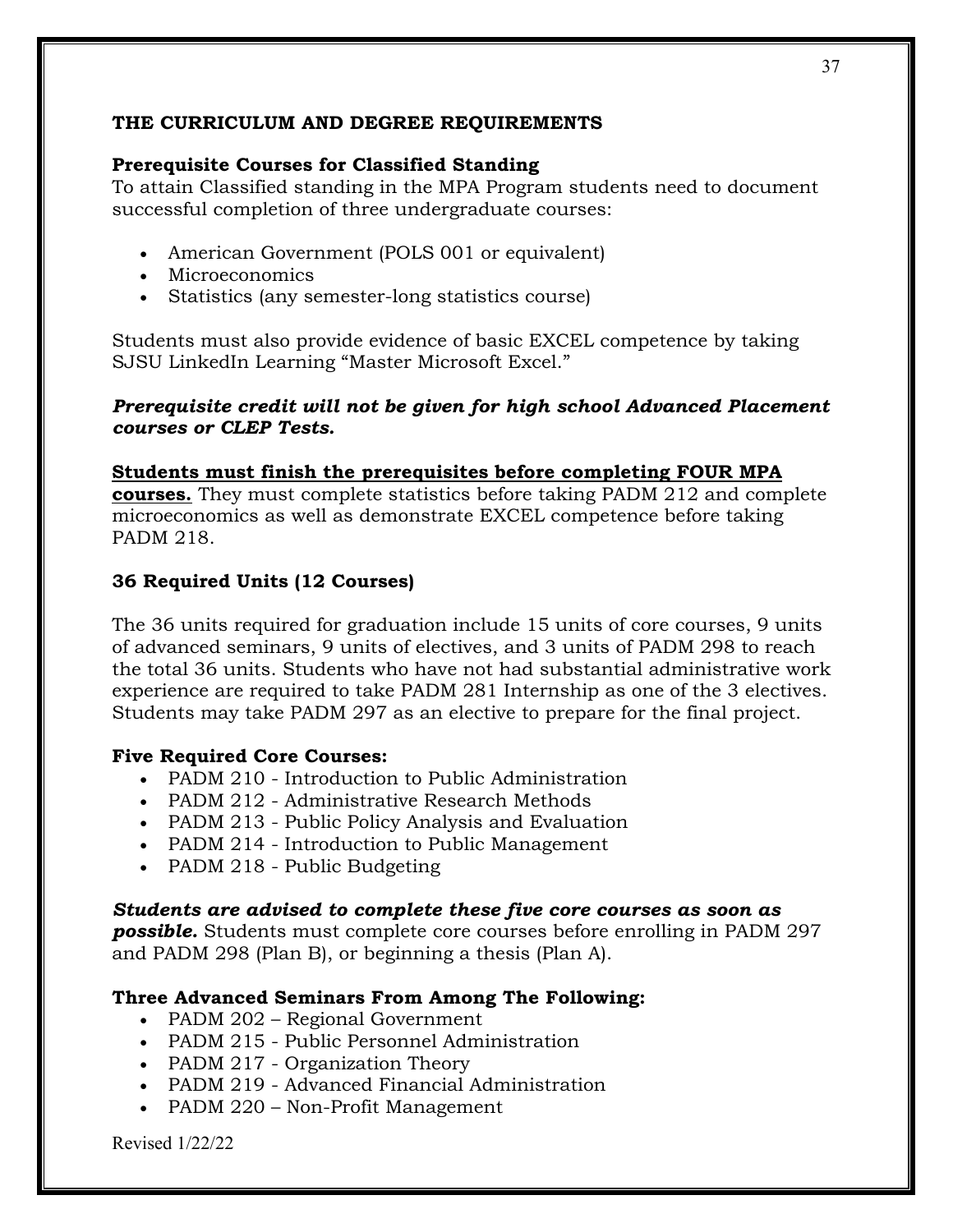## THE CURRICULUM AND DEGREE REQUIREMENTS

### Prerequisite Courses for Classified Standing

To attain Classified standing in the MPA Program students need to document successful completion of three undergraduate courses:

- American Government (POLS 001 or equivalent)
- Microeconomics
- Statistics (any semester-long statistics course)

Students must also provide evidence of basic EXCEL competence by taking SJSU LinkedIn Learning "Master Microsoft Excel."

***Prerequisite credit will not be given for high school Advanced Placement courses or CLEP Tests.***

**<u>Students must finish the prerequisites before completing FOUR MPA courses.</u>** They must complete statistics before taking PADM 212 and complete microeconomics as well as demonstrate EXCEL competence before taking PADM 218.

### 36 Required Units (12 Courses)

The 36 units required for graduation include 15 units of core courses, 9 units of advanced seminars, 9 units of electives, and 3 units of PADM 298 to reach the total 36 units. Students who have not had substantial administrative work experience are required to take PADM 281 Internship as one of the 3 electives. Students may take PADM 297 as an elective to prepare for the final project.

### Five Required Core Courses:

- PADM 210 - Introduction to Public Administration
- PADM 212 - Administrative Research Methods
- PADM 213 - Public Policy Analysis and Evaluation
- PADM 214 - Introduction to Public Management
- PADM 218 - Public Budgeting

***Students are advised to complete these five core courses as soon as possible.*** Students must complete core courses before enrolling in PADM 297 and PADM 298 (Plan B), or beginning a thesis (Plan A).

### Three Advanced Seminars From Among The Following:

- PADM 202 – Regional Government
- PADM 215 - Public Personnel Administration
- PADM 217 - Organization Theory
- PADM 219 - Advanced Financial Administration
- PADM 220 – Non-Profit Management

Revised 1/22/22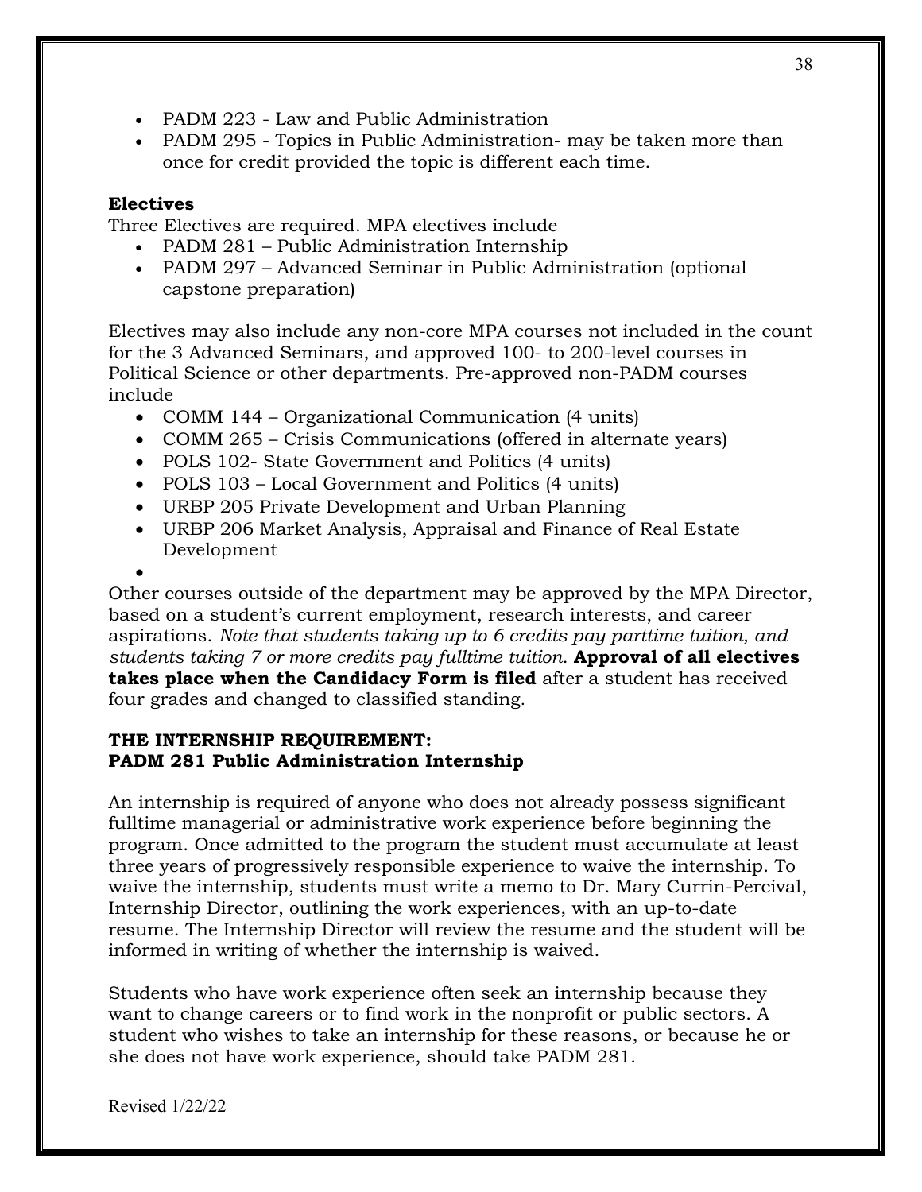- PADM 223 - Law and Public Administration
- PADM 295 - Topics in Public Administration- may be taken more than once for credit provided the topic is different each time.

**Electives**

Three Electives are required. MPA electives include

- PADM 281 – Public Administration Internship
- PADM 297 – Advanced Seminar in Public Administration (optional capstone preparation)

Electives may also include any non-core MPA courses not included in the count for the 3 Advanced Seminars, and approved 100- to 200-level courses in Political Science or other departments. Pre-approved non-PADM courses include

- COMM 144 – Organizational Communication (4 units)
- COMM 265 – Crisis Communications (offered in alternate years)
- POLS 102- State Government and Politics (4 units)
- POLS 103 – Local Government and Politics (4 units)
- URBP 205 Private Development and Urban Planning
- URBP 206 Market Analysis, Appraisal and Finance of Real Estate Development

Other courses outside of the department may be approved by the MPA Director, based on a student's current employment, research interests, and career aspirations. *Note that students taking up to 6 credits pay parttime tuition, and students taking 7 or more credits pay fulltime tuition.* **Approval of all electives takes place when the Candidacy Form is filed** after a student has received four grades and changed to classified standing.

**THE INTERNSHIP REQUIREMENT:**
**PADM 281 Public Administration Internship**

An internship is required of anyone who does not already possess significant fulltime managerial or administrative work experience before beginning the program. Once admitted to the program the student must accumulate at least three years of progressively responsible experience to waive the internship. To waive the internship, students must write a memo to Dr. Mary Currin-Percival, Internship Director, outlining the work experiences, with an up-to-date resume. The Internship Director will review the resume and the student will be informed in writing of whether the internship is waived.

Students who have work experience often seek an internship because they want to change careers or to find work in the nonprofit or public sectors. A student who wishes to take an internship for these reasons, or because he or she does not have work experience, should take PADM 281.

Revised 1/22/22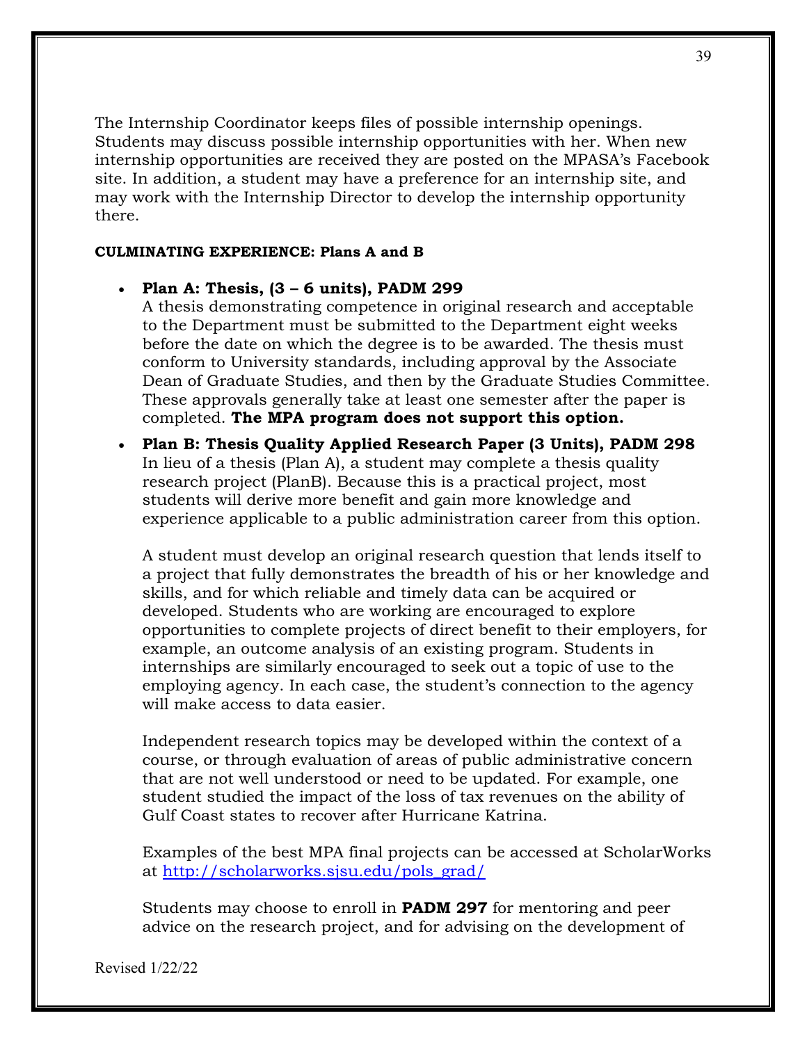The Internship Coordinator keeps files of possible internship openings. Students may discuss possible internship opportunities with her. When new internship opportunities are received they are posted on the MPASA's Facebook site. In addition, a student may have a preference for an internship site, and may work with the Internship Director to develop the internship opportunity there.

#### CULMINATING EXPERIENCE: Plans A and B

- **Plan A: Thesis, (3 – 6 units), PADM 299**
  A thesis demonstrating competence in original research and acceptable to the Department must be submitted to the Department eight weeks before the date on which the degree is to be awarded. The thesis must conform to University standards, including approval by the Associate Dean of Graduate Studies, and then by the Graduate Studies Committee. These approvals generally take at least one semester after the paper is completed. **The MPA program does not support this option.**

- **Plan B: Thesis Quality Applied Research Paper (3 Units), PADM 298**
  In lieu of a thesis (Plan A), a student may complete a thesis quality research project (PlanB). Because this is a practical project, most students will derive more benefit and gain more knowledge and experience applicable to a public administration career from this option.

  A student must develop an original research question that lends itself to a project that fully demonstrates the breadth of his or her knowledge and skills, and for which reliable and timely data can be acquired or developed. Students who are working are encouraged to explore opportunities to complete projects of direct benefit to their employers, for example, an outcome analysis of an existing program. Students in internships are similarly encouraged to seek out a topic of use to the employing agency. In each case, the student's connection to the agency will make access to data easier.

  Independent research topics may be developed within the context of a course, or through evaluation of areas of public administrative concern that are not well understood or need to be updated. For example, one student studied the impact of the loss of tax revenues on the ability of Gulf Coast states to recover after Hurricane Katrina.

  Examples of the best MPA final projects can be accessed at ScholarWorks at [http://scholarworks.sjsu.edu/pols_grad/](http://scholarworks.sjsu.edu/pols_grad/)

  Students may choose to enroll in **PADM 297** for mentoring and peer advice on the research project, and for advising on the development of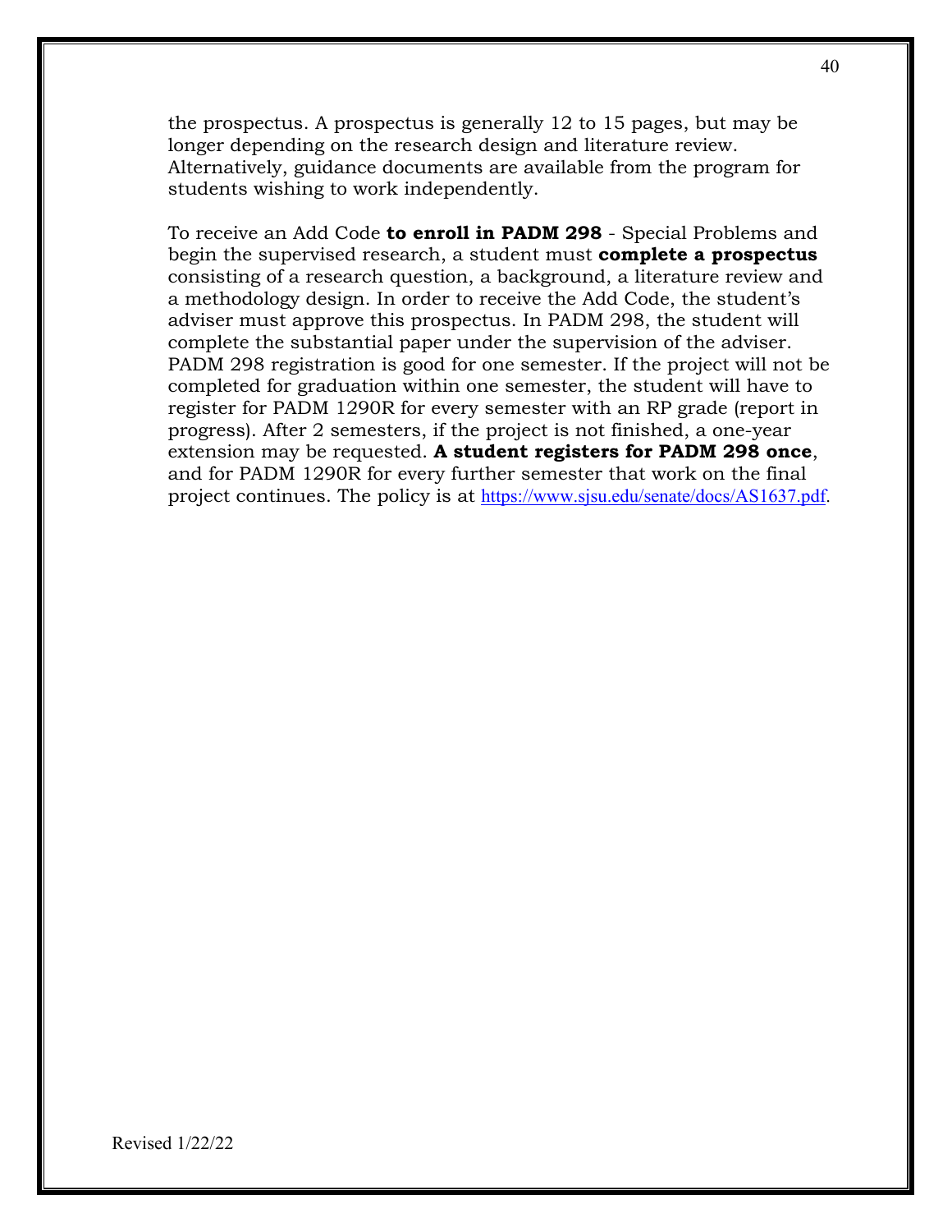the prospectus. A prospectus is generally 12 to 15 pages, but may be longer depending on the research design and literature review. Alternatively, guidance documents are available from the program for students wishing to work independently.

To receive an Add Code **to enroll in PADM 298** - Special Problems and begin the supervised research, a student must **complete a prospectus** consisting of a research question, a background, a literature review and a methodology design. In order to receive the Add Code, the student's adviser must approve this prospectus. In PADM 298, the student will complete the substantial paper under the supervision of the adviser. PADM 298 registration is good for one semester. If the project will not be completed for graduation within one semester, the student will have to register for PADM 1290R for every semester with an RP grade (report in progress). After 2 semesters, if the project is not finished, a one-year extension may be requested. **A student registers for PADM 298 once**, and for PADM 1290R for every further semester that work on the final project continues. The policy is at https://www.sjsu.edu/senate/docs/AS1637.pdf.

Revised 1/22/22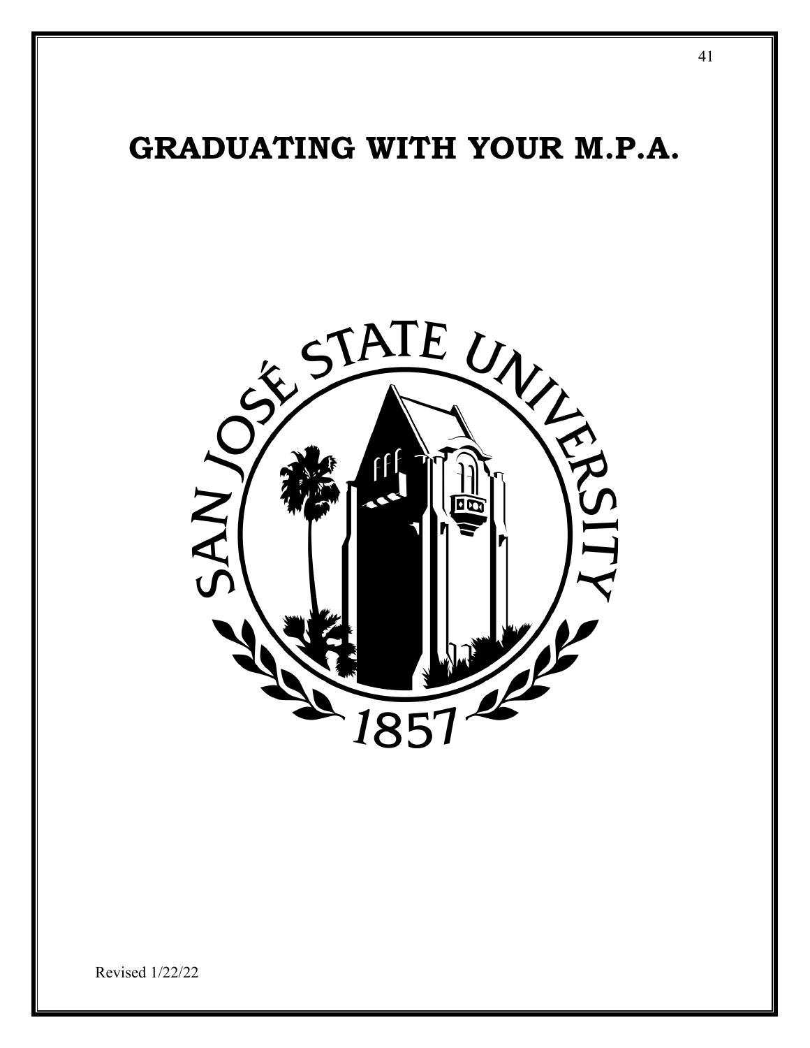# GRADUATING WITH YOUR M.P.A.

Revised 1/22/22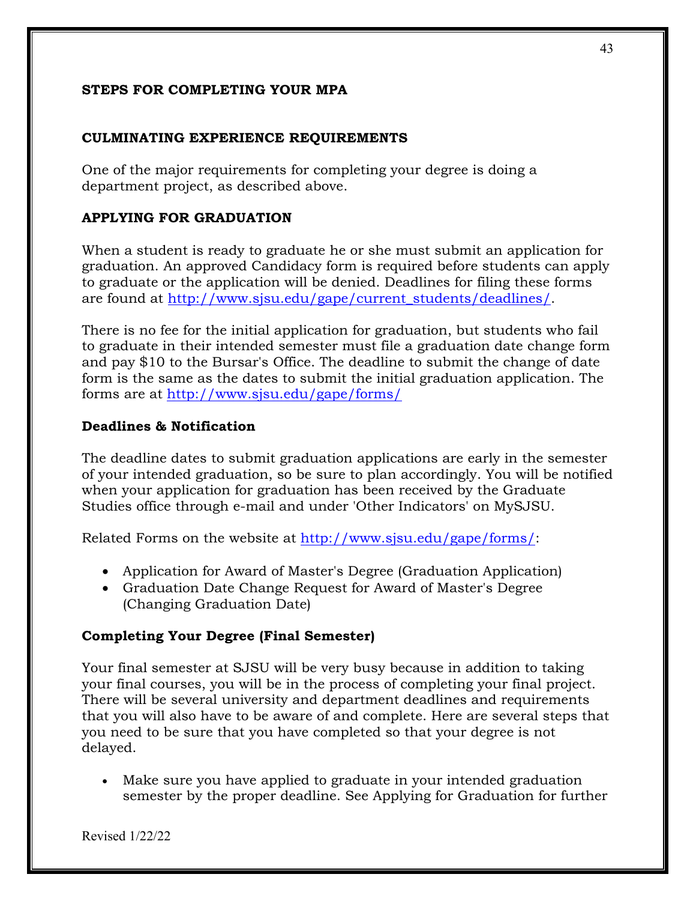## STEPS FOR COMPLETING YOUR MPA

### CULMINATING EXPERIENCE REQUIREMENTS

One of the major requirements for completing your degree is doing a department project, as described above.

### APPLYING FOR GRADUATION

When a student is ready to graduate he or she must submit an application for graduation. An approved Candidacy form is required before students can apply to graduate or the application will be denied. Deadlines for filing these forms are found at http://www.sjsu.edu/gape/current_students/deadlines/.

There is no fee for the initial application for graduation, but students who fail to graduate in their intended semester must file a graduation date change form and pay $10 to the Bursar's Office. The deadline to submit the change of date form is the same as the dates to submit the initial graduation application. The forms are at http://www.sjsu.edu/gape/forms/

#### Deadlines & Notification

The deadline dates to submit graduation applications are early in the semester of your intended graduation, so be sure to plan accordingly. You will be notified when your application for graduation has been received by the Graduate Studies office through e-mail and under 'Other Indicators' on MySJSU.

Related Forms on the website at http://www.sjsu.edu/gape/forms/:

- Application for Award of Master's Degree (Graduation Application)
- Graduation Date Change Request for Award of Master's Degree (Changing Graduation Date)

#### Completing Your Degree (Final Semester)

Your final semester at SJSU will be very busy because in addition to taking your final courses, you will be in the process of completing your final project. There will be several university and department deadlines and requirements that you will also have to be aware of and complete. Here are several steps that you need to be sure that you have completed so that your degree is not delayed.

- Make sure you have applied to graduate in your intended graduation semester by the proper deadline. See Applying for Graduation for further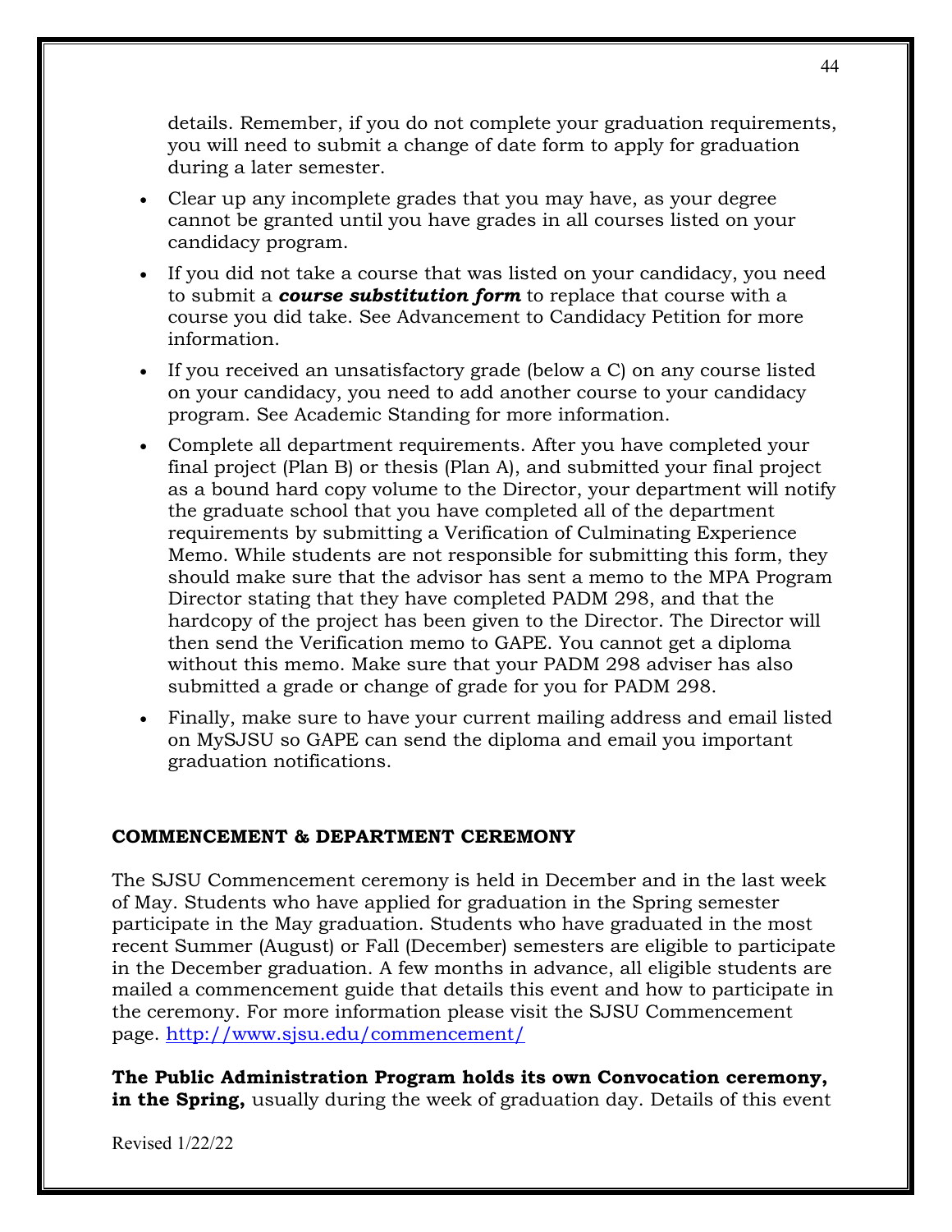details. Remember, if you do not complete your graduation requirements, you will need to submit a change of date form to apply for graduation during a later semester.

- Clear up any incomplete grades that you may have, as your degree cannot be granted until you have grades in all courses listed on your candidacy program.
- If you did not take a course that was listed on your candidacy, you need to submit a ***course substitution form*** to replace that course with a course you did take. See Advancement to Candidacy Petition for more information.
- If you received an unsatisfactory grade (below a C) on any course listed on your candidacy, you need to add another course to your candidacy program. See Academic Standing for more information.
- Complete all department requirements. After you have completed your final project (Plan B) or thesis (Plan A), and submitted your final project as a bound hard copy volume to the Director, your department will notify the graduate school that you have completed all of the department requirements by submitting a Verification of Culminating Experience Memo. While students are not responsible for submitting this form, they should make sure that the advisor has sent a memo to the MPA Program Director stating that they have completed PADM 298, and that the hardcopy of the project has been given to the Director. The Director will then send the Verification memo to GAPE. You cannot get a diploma without this memo. Make sure that your PADM 298 adviser has also submitted a grade or change of grade for you for PADM 298.
- Finally, make sure to have your current mailing address and email listed on MySJSU so GAPE can send the diploma and email you important graduation notifications.

## COMMENCEMENT & DEPARTMENT CEREMONY

The SJSU Commencement ceremony is held in December and in the last week of May. Students who have applied for graduation in the Spring semester participate in the May graduation. Students who have graduated in the most recent Summer (August) or Fall (December) semesters are eligible to participate in the December graduation. A few months in advance, all eligible students are mailed a commencement guide that details this event and how to participate in the ceremony. For more information please visit the SJSU Commencement page. [http://www.sjsu.edu/commencement/](http://www.sjsu.edu/commencement/)

**The Public Administration Program holds its own Convocation ceremony, in the Spring,** usually during the week of graduation day. Details of this event

Revised 1/22/22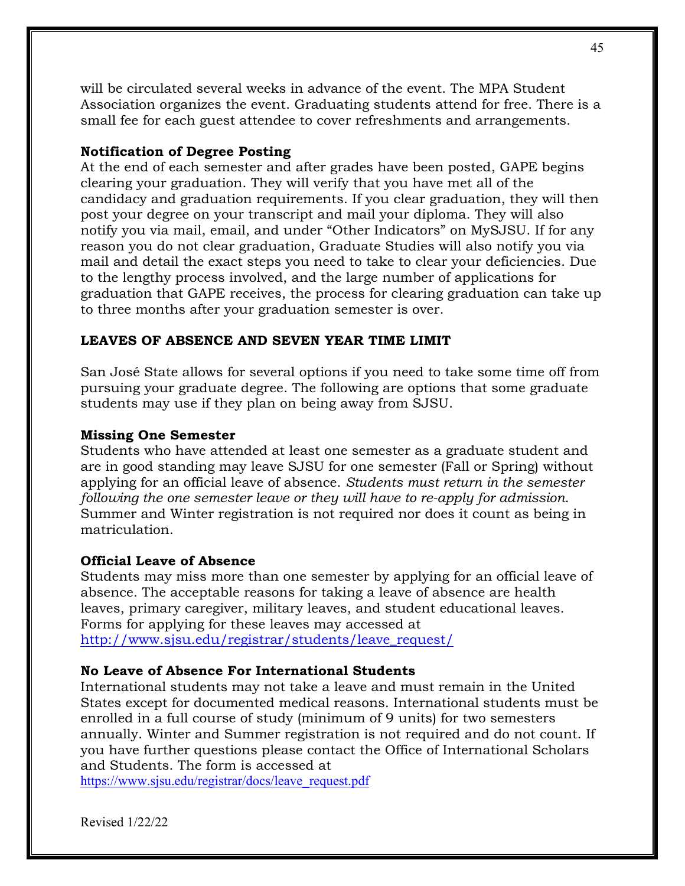will be circulated several weeks in advance of the event. The MPA Student Association organizes the event. Graduating students attend for free. There is a small fee for each guest attendee to cover refreshments and arrangements.

**Notification of Degree Posting**

At the end of each semester and after grades have been posted, GAPE begins clearing your graduation. They will verify that you have met all of the candidacy and graduation requirements. If you clear graduation, they will then post your degree on your transcript and mail your diploma. They will also notify you via mail, email, and under "Other Indicators" on MySJSU. If for any reason you do not clear graduation, Graduate Studies will also notify you via mail and detail the exact steps you need to take to clear your deficiencies. Due to the lengthy process involved, and the large number of applications for graduation that GAPE receives, the process for clearing graduation can take up to three months after your graduation semester is over.

## LEAVES OF ABSENCE AND SEVEN YEAR TIME LIMIT

San José State allows for several options if you need to take some time off from pursuing your graduate degree. The following are options that some graduate students may use if they plan on being away from SJSU.

**Missing One Semester**

Students who have attended at least one semester as a graduate student and are in good standing may leave SJSU for one semester (Fall or Spring) without applying for an official leave of absence. *Students must return in the semester following the one semester leave or they will have to re-apply for admission*. Summer and Winter registration is not required nor does it count as being in matriculation.

**Official Leave of Absence**

Students may miss more than one semester by applying for an official leave of absence. The acceptable reasons for taking a leave of absence are health leaves, primary caregiver, military leaves, and student educational leaves. Forms for applying for these leaves may accessed at [http://www.sjsu.edu/registrar/students/leave_request/](http://www.sjsu.edu/registrar/students/leave_request/)

**No Leave of Absence For International Students**

International students may not take a leave and must remain in the United States except for documented medical reasons. International students must be enrolled in a full course of study (minimum of 9 units) for two semesters annually. Winter and Summer registration is not required and do not count. If you have further questions please contact the Office of International Scholars and Students. The form is accessed at [https://www.sjsu.edu/registrar/docs/leave_request.pdf](https://www.sjsu.edu/registrar/docs/leave_request.pdf)

Revised 1/22/22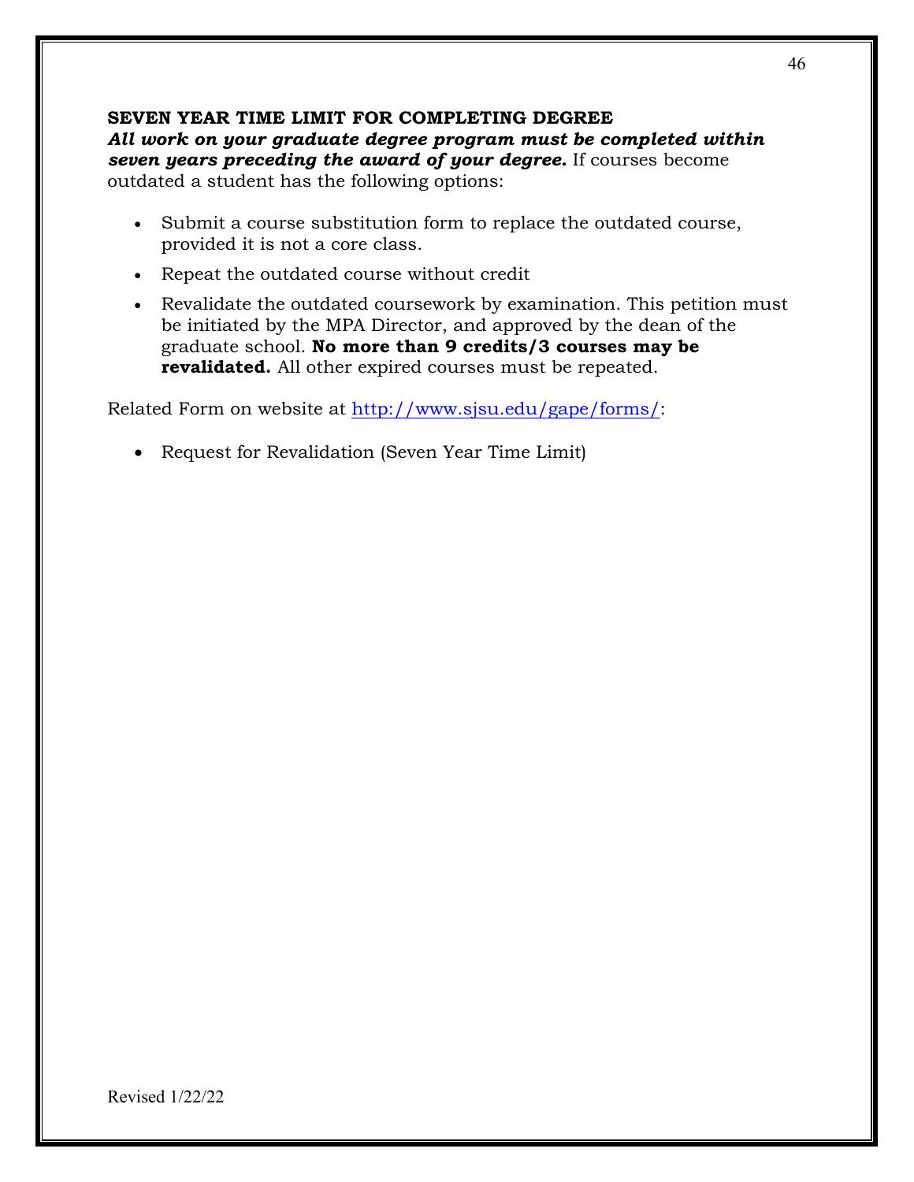**SEVEN YEAR TIME LIMIT FOR COMPLETING DEGREE**

***All work on your graduate degree program must be completed within seven years preceding the award of your degree.*** If courses become outdated a student has the following options:

- Submit a course substitution form to replace the outdated course, provided it is not a core class.
- Repeat the outdated course without credit
- Revalidate the outdated coursework by examination. This petition must be initiated by the MPA Director, and approved by the dean of the graduate school. **No more than 9 credits/3 courses may be revalidated.** All other expired courses must be repeated.

Related Form on website at http://www.sjsu.edu/gape/forms/:

- Request for Revalidation (Seven Year Time Limit)

Revised 1/22/22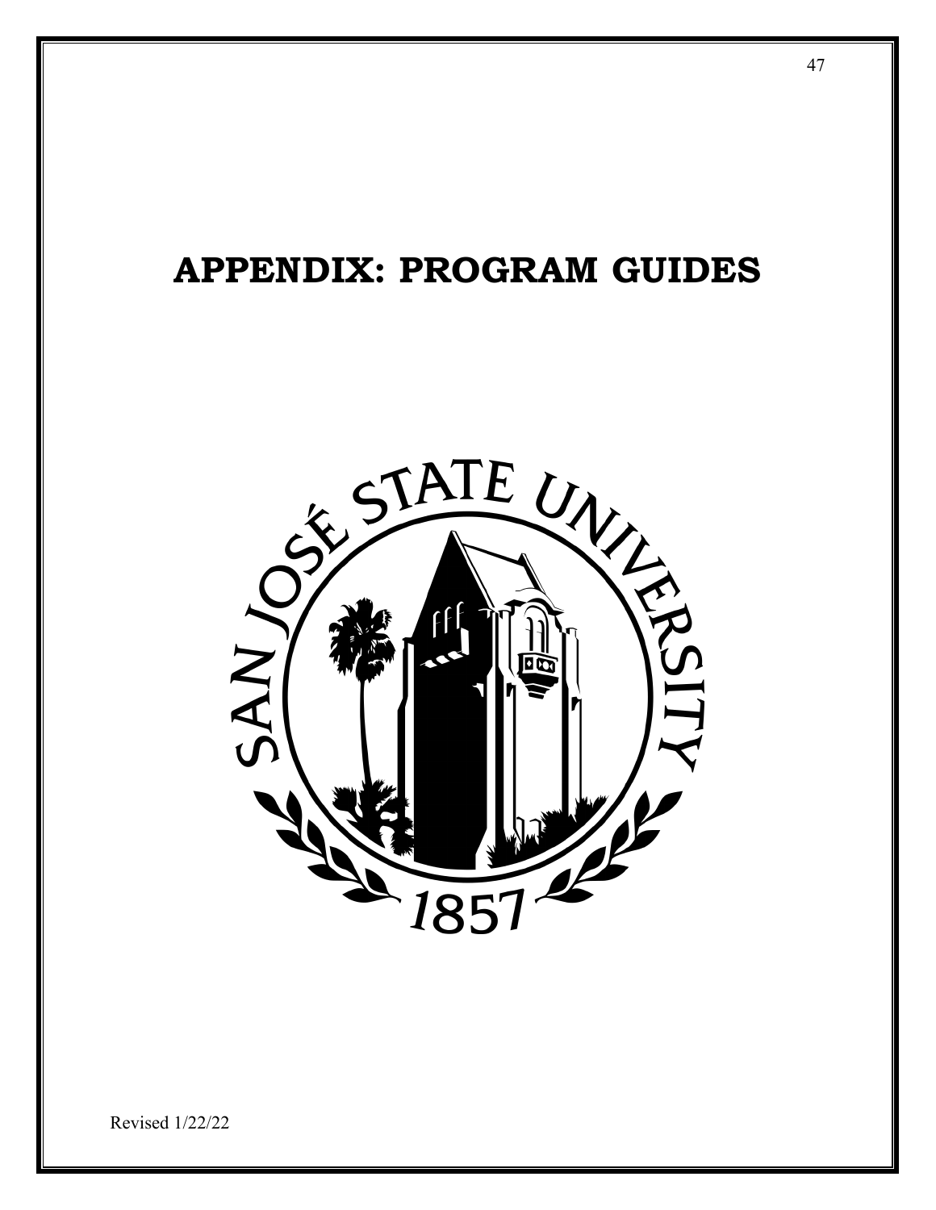# APPENDIX: PROGRAM GUIDES

Revised 1/22/22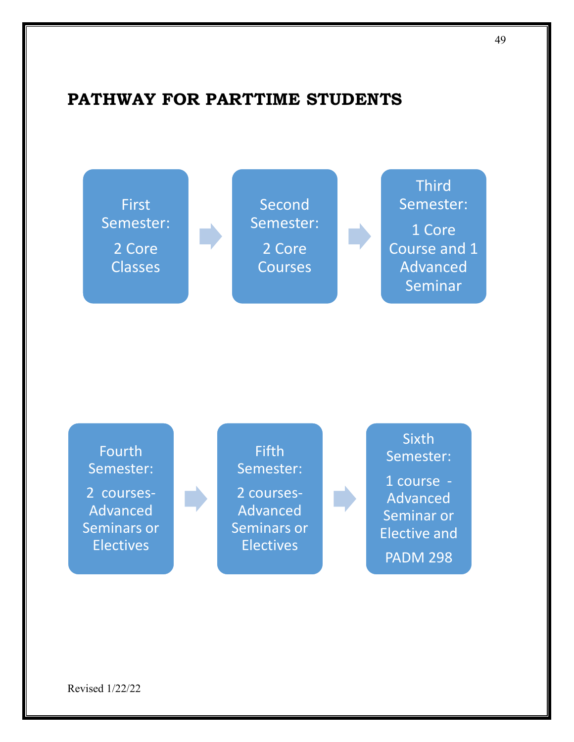# PATHWAY FOR PARTTIME STUDENTS

First Semester:
2 Core Classes

Second Semester:
2 Core Courses

Third Semester:
1 Core Course and 1 Advanced Seminar

Fourth Semester:
2 courses- Advanced Seminars or Electives

Fifth Semester:
2 courses- Advanced Seminars or Electives

Sixth Semester:
1 course - Advanced Seminar or Elective and
PADM 298

Revised 1/22/22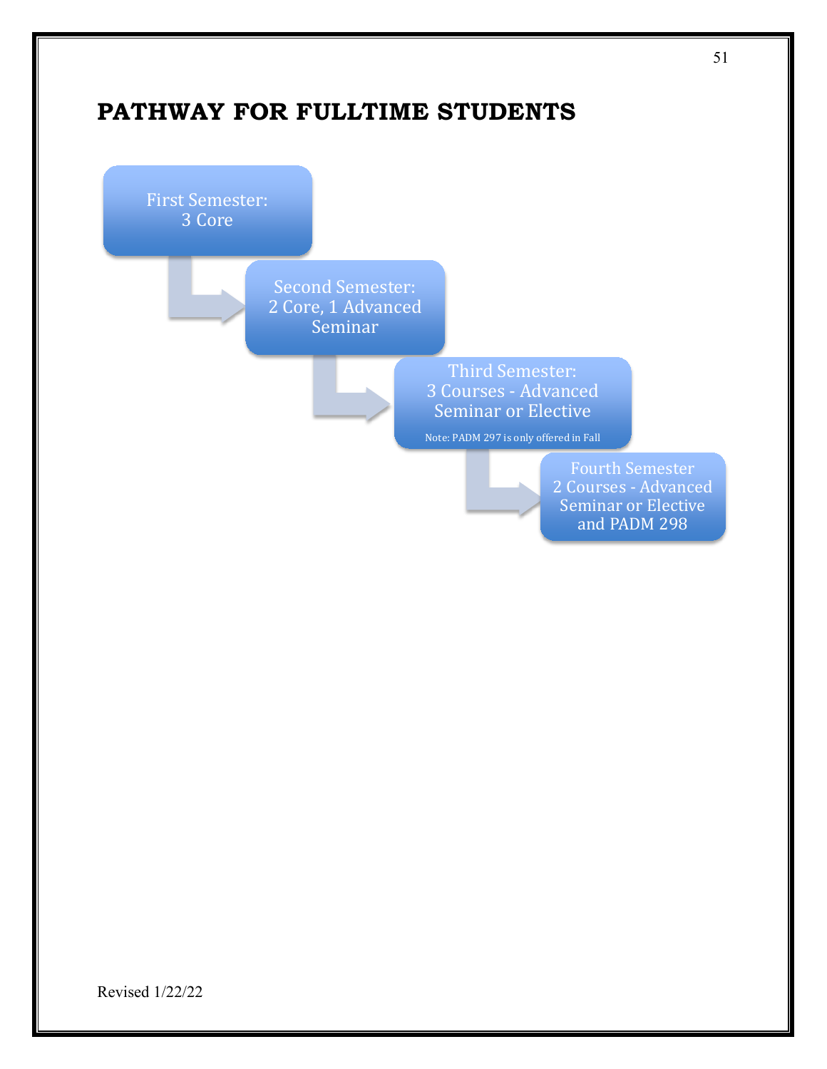# PATHWAY FOR FULLTIME STUDENTS

First Semester:
3 Core

Second Semester:
2 Core, 1 Advanced Seminar

Third Semester:
3 Courses - Advanced Seminar or Elective

Note: PADM 297 is only offered in Fall

Fourth Semester
2 Courses - Advanced Seminar or Elective and PADM 298

Revised 1/22/22